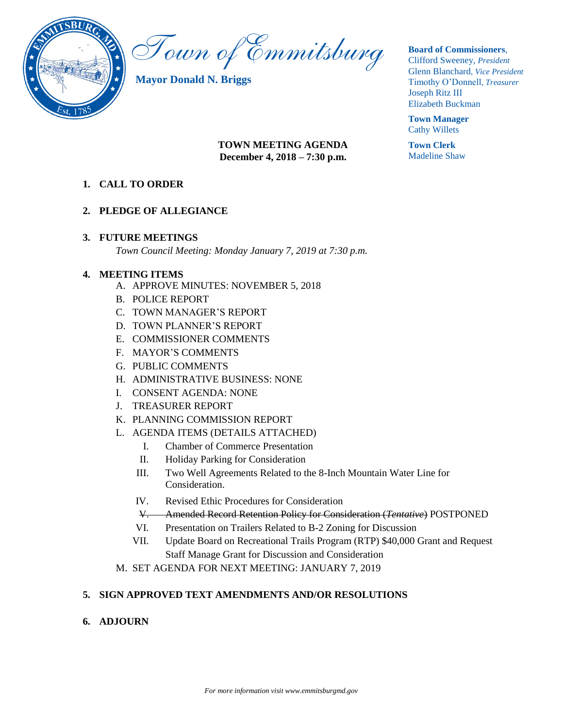# Town of Emmitsburg

**Mayor Donald N. Briggs**

**Board of Commissioners**,
Clifford Sweeney, *President*
Glenn Blanchard, *Vice President*
Timothy O'Donnell, *Treasurer*
Joseph Ritz III
Elizabeth Buckman

**Town Manager**
Cathy Willets

**Town Clerk**
Madeline Shaw

**TOWN MEETING AGENDA**
**December 4, 2018 – 7:30 p.m.**

1. **CALL TO ORDER**

2. **PLEDGE OF ALLEGIANCE**

3. **FUTURE MEETINGS**
   *Town Council Meeting: Monday January 7, 2019 at 7:30 p.m.*

4. **MEETING ITEMS**
   A. APPROVE MINUTES: NOVEMBER 5, 2018
   B. POLICE REPORT
   C. TOWN MANAGER'S REPORT
   D. TOWN PLANNER'S REPORT
   E. COMMISSIONER COMMENTS
   F. MAYOR'S COMMENTS
   G. PUBLIC COMMENTS
   H. ADMINISTRATIVE BUSINESS: NONE
   I. CONSENT AGENDA: NONE
   J. TREASURER REPORT
   K. PLANNING COMMISSION REPORT
   L. AGENDA ITEMS (DETAILS ATTACHED)
      I. Chamber of Commerce Presentation
      II. Holiday Parking for Consideration
      III. Two Well Agreements Related to the 8-Inch Mountain Water Line for Consideration.
      IV. Revised Ethic Procedures for Consideration
      ~~V. Amended Record Retention Policy for Consideration (*Tentative*)~~ POSTPONED
      VI. Presentation on Trailers Related to B-2 Zoning for Discussion
      VII. Update Board on Recreational Trails Program (RTP) $40,000 Grant and Request Staff Manage Grant for Discussion and Consideration
   M. SET AGENDA FOR NEXT MEETING: JANUARY 7, 2019

5. **SIGN APPROVED TEXT AMENDMENTS AND/OR RESOLUTIONS**

6. **ADJOURN**

*For more information visit www.emmitsburgmd.gov*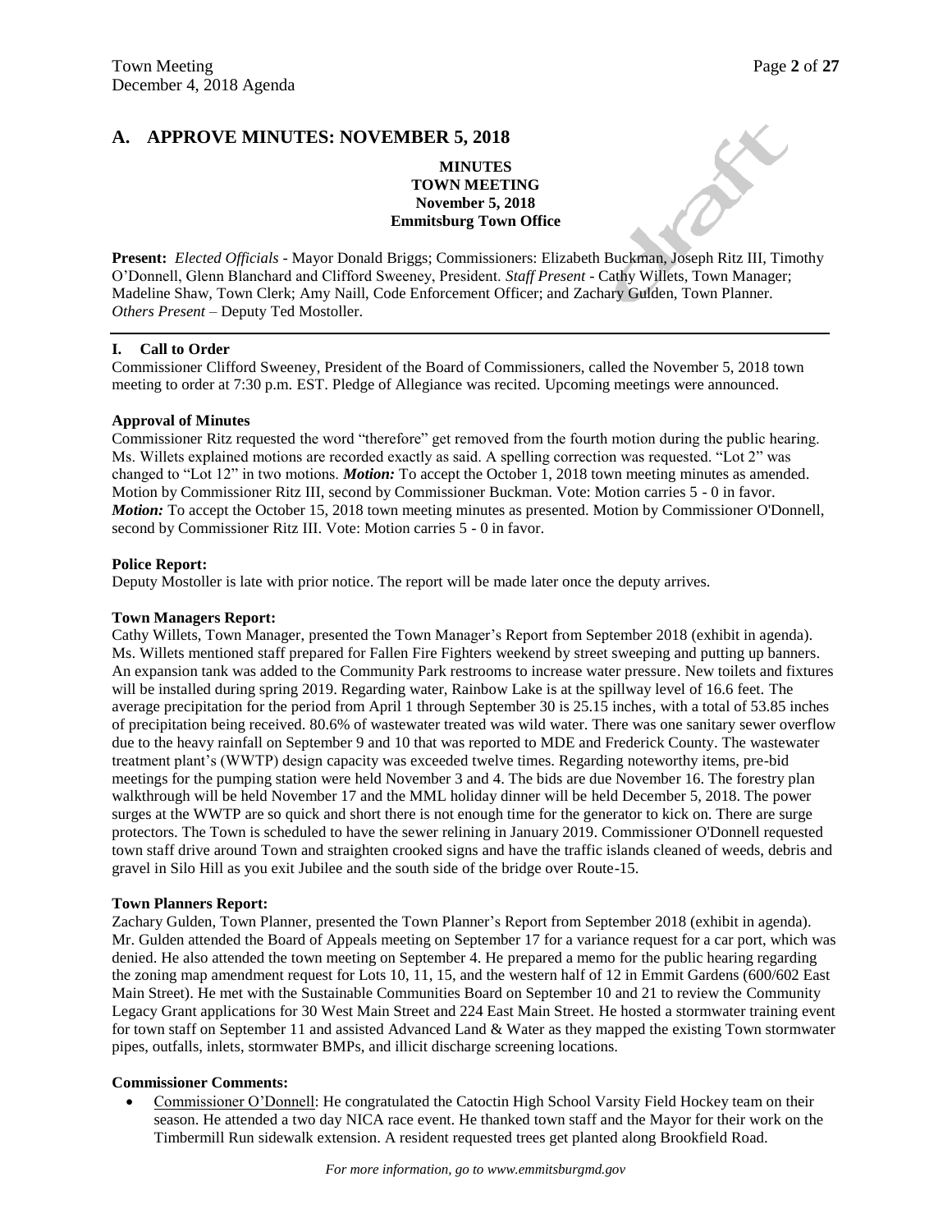## A. APPROVE MINUTES: NOVEMBER 5, 2018

**MINUTES**
**TOWN MEETING**
**November 5, 2018**
**Emmitsburg Town Office**

**Present:** *Elected Officials* - Mayor Donald Briggs; Commissioners: Elizabeth Buckman, Joseph Ritz III, Timothy O'Donnell, Glenn Blanchard and Clifford Sweeney, President. *Staff Present* - Cathy Willets, Town Manager; Madeline Shaw, Town Clerk; Amy Naill, Code Enforcement Officer; and Zachary Gulden, Town Planner. *Others Present* – Deputy Ted Mostoller.

### I. Call to Order

Commissioner Clifford Sweeney, President of the Board of Commissioners, called the November 5, 2018 town meeting to order at 7:30 p.m. EST. Pledge of Allegiance was recited. Upcoming meetings were announced.

**Approval of Minutes**

Commissioner Ritz requested the word "therefore" get removed from the fourth motion during the public hearing. Ms. Willets explained motions are recorded exactly as said. A spelling correction was requested. "Lot 2" was changed to "Lot 12" in two motions. ***Motion:*** To accept the October 1, 2018 town meeting minutes as amended. Motion by Commissioner Ritz III, second by Commissioner Buckman. Vote: Motion carries 5 - 0 in favor. ***Motion:*** To accept the October 15, 2018 town meeting minutes as presented. Motion by Commissioner O'Donnell, second by Commissioner Ritz III. Vote: Motion carries 5 - 0 in favor.

**Police Report:**

Deputy Mostoller is late with prior notice. The report will be made later once the deputy arrives.

**Town Managers Report:**

Cathy Willets, Town Manager, presented the Town Manager's Report from September 2018 (exhibit in agenda). Ms. Willets mentioned staff prepared for Fallen Fire Fighters weekend by street sweeping and putting up banners. An expansion tank was added to the Community Park restrooms to increase water pressure. New toilets and fixtures will be installed during spring 2019. Regarding water, Rainbow Lake is at the spillway level of 16.6 feet. The average precipitation for the period from April 1 through September 30 is 25.15 inches, with a total of 53.85 inches of precipitation being received. 80.6% of wastewater treated was wild water. There was one sanitary sewer overflow due to the heavy rainfall on September 9 and 10 that was reported to MDE and Frederick County. The wastewater treatment plant's (WWTP) design capacity was exceeded twelve times. Regarding noteworthy items, pre-bid meetings for the pumping station were held November 3 and 4. The bids are due November 16. The forestry plan walkthrough will be held November 17 and the MML holiday dinner will be held December 5, 2018. The power surges at the WWTP are so quick and short there is not enough time for the generator to kick on. There are surge protectors. The Town is scheduled to have the sewer relining in January 2019. Commissioner O'Donnell requested town staff drive around Town and straighten crooked signs and have the traffic islands cleaned of weeds, debris and gravel in Silo Hill as you exit Jubilee and the south side of the bridge over Route-15.

**Town Planners Report:**

Zachary Gulden, Town Planner, presented the Town Planner's Report from September 2018 (exhibit in agenda). Mr. Gulden attended the Board of Appeals meeting on September 17 for a variance request for a car port, which was denied. He also attended the town meeting on September 4. He prepared a memo for the public hearing regarding the zoning map amendment request for Lots 10, 11, 15, and the western half of 12 in Emmit Gardens (600/602 East Main Street). He met with the Sustainable Communities Board on September 10 and 21 to review the Community Legacy Grant applications for 30 West Main Street and 224 East Main Street. He hosted a stormwater training event for town staff on September 11 and assisted Advanced Land & Water as they mapped the existing Town stormwater pipes, outfalls, inlets, stormwater BMPs, and illicit discharge screening locations.

**Commissioner Comments:**

- Commissioner O'Donnell: He congratulated the Catoctin High School Varsity Field Hockey team on their season. He attended a two day NICA race event. He thanked town staff and the Mayor for their work on the Timbermill Run sidewalk extension. A resident requested trees get planted along Brookfield Road.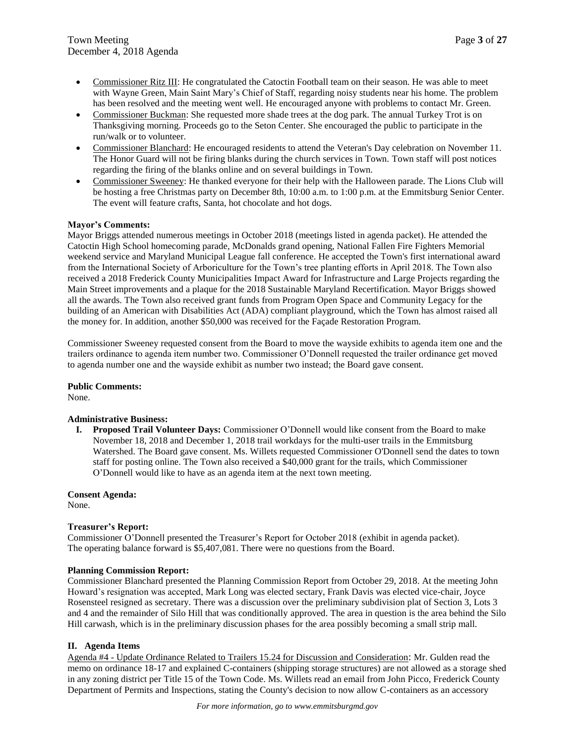- Commissioner Ritz III: He congratulated the Catoctin Football team on their season. He was able to meet with Wayne Green, Main Saint Mary's Chief of Staff, regarding noisy students near his home. The problem has been resolved and the meeting went well. He encouraged anyone with problems to contact Mr. Green.
- Commissioner Buckman: She requested more shade trees at the dog park. The annual Turkey Trot is on Thanksgiving morning. Proceeds go to the Seton Center. She encouraged the public to participate in the run/walk or to volunteer.
- Commissioner Blanchard: He encouraged residents to attend the Veteran's Day celebration on November 11. The Honor Guard will not be firing blanks during the church services in Town. Town staff will post notices regarding the firing of the blanks online and on several buildings in Town.
- Commissioner Sweeney: He thanked everyone for their help with the Halloween parade. The Lions Club will be hosting a free Christmas party on December 8th, 10:00 a.m. to 1:00 p.m. at the Emmitsburg Senior Center. The event will feature crafts, Santa, hot chocolate and hot dogs.

**Mayor's Comments:**

Mayor Briggs attended numerous meetings in October 2018 (meetings listed in agenda packet). He attended the Catoctin High School homecoming parade, McDonalds grand opening, National Fallen Fire Fighters Memorial weekend service and Maryland Municipal League fall conference. He accepted the Town's first international award from the International Society of Arboriculture for the Town's tree planting efforts in April 2018. The Town also received a 2018 Frederick County Municipalities Impact Award for Infrastructure and Large Projects regarding the Main Street improvements and a plaque for the 2018 Sustainable Maryland Recertification. Mayor Briggs showed all the awards. The Town also received grant funds from Program Open Space and Community Legacy for the building of an American with Disabilities Act (ADA) compliant playground, which the Town has almost raised all the money for. In addition, another $50,000 was received for the Façade Restoration Program.

Commissioner Sweeney requested consent from the Board to move the wayside exhibits to agenda item one and the trailers ordinance to agenda item number two. Commissioner O'Donnell requested the trailer ordinance get moved to agenda number one and the wayside exhibit as number two instead; the Board gave consent.

**Public Comments:**

None.

**Administrative Business:**

**I. Proposed Trail Volunteer Days:** Commissioner O'Donnell would like consent from the Board to make November 18, 2018 and December 1, 2018 trail workdays for the multi-user trails in the Emmitsburg Watershed. The Board gave consent. Ms. Willets requested Commissioner O'Donnell send the dates to town staff for posting online. The Town also received a $40,000 grant for the trails, which Commissioner O'Donnell would like to have as an agenda item at the next town meeting.

**Consent Agenda:**

None.

**Treasurer's Report:**

Commissioner O'Donnell presented the Treasurer's Report for October 2018 (exhibit in agenda packet). The operating balance forward is $5,407,081. There were no questions from the Board.

**Planning Commission Report:**

Commissioner Blanchard presented the Planning Commission Report from October 29, 2018. At the meeting John Howard's resignation was accepted, Mark Long was elected sectary, Frank Davis was elected vice-chair, Joyce Rosensteel resigned as secretary. There was a discussion over the preliminary subdivision plat of Section 3, Lots 3 and 4 and the remainder of Silo Hill that was conditionally approved. The area in question is the area behind the Silo Hill carwash, which is in the preliminary discussion phases for the area possibly becoming a small strip mall.

**II. Agenda Items**

Agenda #4 - Update Ordinance Related to Trailers 15.24 for Discussion and Consideration: Mr. Gulden read the memo on ordinance 18-17 and explained C-containers (shipping storage structures) are not allowed as a storage shed in any zoning district per Title 15 of the Town Code. Ms. Willets read an email from John Picco, Frederick County Department of Permits and Inspections, stating the County's decision to now allow C-containers as an accessory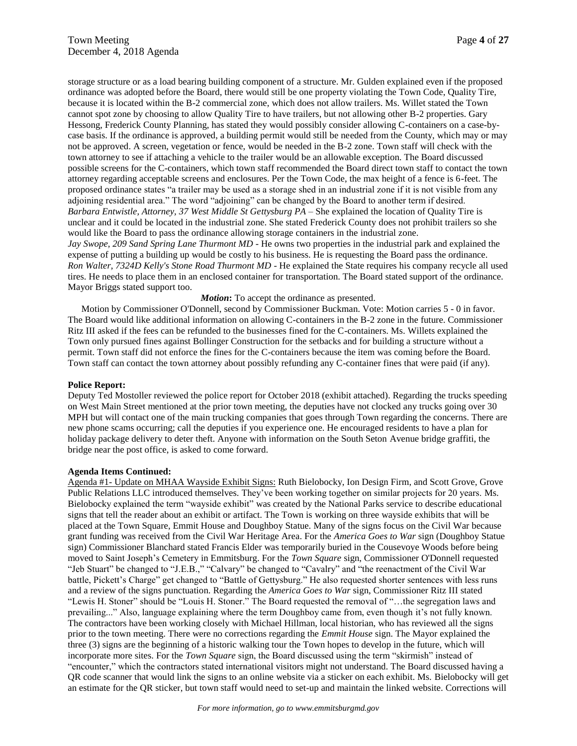storage structure or as a load bearing building component of a structure. Mr. Gulden explained even if the proposed ordinance was adopted before the Board, there would still be one property violating the Town Code, Quality Tire, because it is located within the B-2 commercial zone, which does not allow trailers. Ms. Willet stated the Town cannot spot zone by choosing to allow Quality Tire to have trailers, but not allowing other B-2 properties. Gary Hessong, Frederick County Planning, has stated they would possibly consider allowing C-containers on a case-by-case basis. If the ordinance is approved, a building permit would still be needed from the County, which may or may not be approved. A screen, vegetation or fence, would be needed in the B-2 zone. Town staff will check with the town attorney to see if attaching a vehicle to the trailer would be an allowable exception. The Board discussed possible screens for the C-containers, which town staff recommended the Board direct town staff to contact the town attorney regarding acceptable screens and enclosures. Per the Town Code, the max height of a fence is 6-feet. The proposed ordinance states "a trailer may be used as a storage shed in an industrial zone if it is not visible from any adjoining residential area." The word "adjoining" can be changed by the Board to another term if desired.

*Barbara Entwistle, Attorney, 37 West Middle St Gettysburg PA* – She explained the location of Quality Tire is unclear and it could be located in the industrial zone. She stated Frederick County does not prohibit trailers so she would like the Board to pass the ordinance allowing storage containers in the industrial zone.

*Jay Swope, 209 Sand Spring Lane Thurmont MD* - He owns two properties in the industrial park and explained the expense of putting a building up would be costly to his business. He is requesting the Board pass the ordinance.

*Ron Walter, 7324D Kelly's Stone Road Thurmont MD* - He explained the State requires his company recycle all used tires. He needs to place them in an enclosed container for transportation. The Board stated support of the ordinance. Mayor Briggs stated support too.

***Motion*:** To accept the ordinance as presented.

Motion by Commissioner O'Donnell, second by Commissioner Buckman. Vote: Motion carries 5 - 0 in favor. The Board would like additional information on allowing C-containers in the B-2 zone in the future. Commissioner Ritz III asked if the fees can be refunded to the businesses fined for the C-containers. Ms. Willets explained the Town only pursued fines against Bollinger Construction for the setbacks and for building a structure without a permit. Town staff did not enforce the fines for the C-containers because the item was coming before the Board. Town staff can contact the town attorney about possibly refunding any C-container fines that were paid (if any).

**Police Report:**

Deputy Ted Mostoller reviewed the police report for October 2018 (exhibit attached). Regarding the trucks speeding on West Main Street mentioned at the prior town meeting, the deputies have not clocked any trucks going over 30 MPH but will contact one of the main trucking companies that goes through Town regarding the concerns. There are new phone scams occurring; call the deputies if you experience one. He encouraged residents to have a plan for holiday package delivery to deter theft. Anyone with information on the South Seton Avenue bridge graffiti, the bridge near the post office, is asked to come forward.

**Agenda Items Continued:**

Agenda #1- Update on MHAA Wayside Exhibit Signs: Ruth Bielobocky, Ion Design Firm, and Scott Grove, Grove Public Relations LLC introduced themselves. They've been working together on similar projects for 20 years. Ms. Bielobocky explained the term "wayside exhibit" was created by the National Parks service to describe educational signs that tell the reader about an exhibit or artifact. The Town is working on three wayside exhibits that will be placed at the Town Square, Emmit House and Doughboy Statue. Many of the signs focus on the Civil War because grant funding was received from the Civil War Heritage Area. For the *America Goes to War* sign (Doughboy Statue sign) Commissioner Blanchard stated Francis Elder was temporarily buried in the Cousevoye Woods before being moved to Saint Joseph's Cemetery in Emmitsburg. For the *Town Square* sign, Commissioner O'Donnell requested "Jeb Stuart" be changed to "J.E.B.," "Calvary" be changed to "Cavalry" and "the reenactment of the Civil War battle, Pickett's Charge" get changed to "Battle of Gettysburg." He also requested shorter sentences with less runs and a review of the signs punctuation. Regarding the *America Goes to War* sign, Commissioner Ritz III stated "Lewis H. Stoner" should be "Louis H. Stoner." The Board requested the removal of "…the segregation laws and prevailing..." Also, language explaining where the term Doughboy came from, even though it's not fully known. The contractors have been working closely with Michael Hillman, local historian, who has reviewed all the signs prior to the town meeting. There were no corrections regarding the *Emmit House* sign. The Mayor explained the three (3) signs are the beginning of a historic walking tour the Town hopes to develop in the future, which will incorporate more sites. For the *Town Square* sign, the Board discussed using the term "skirmish" instead of "encounter," which the contractors stated international visitors might not understand. The Board discussed having a QR code scanner that would link the signs to an online website via a sticker on each exhibit. Ms. Bielobocky will get an estimate for the QR sticker, but town staff would need to set-up and maintain the linked website. Corrections will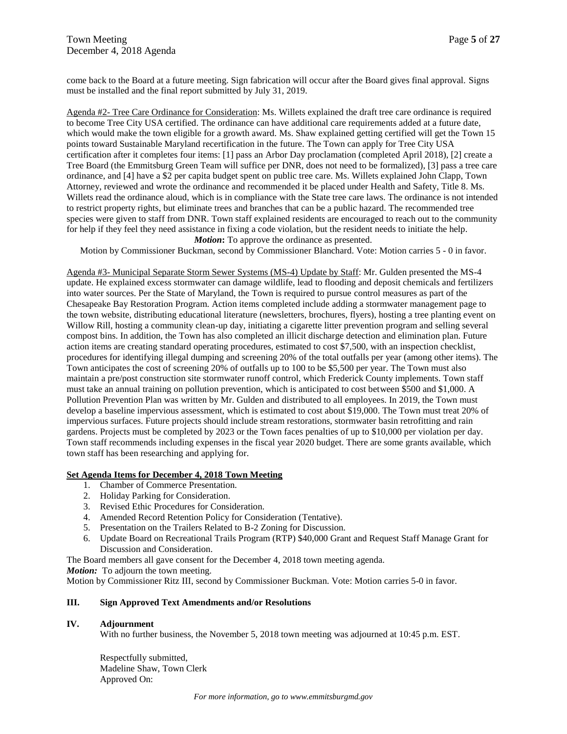come back to the Board at a future meeting. Sign fabrication will occur after the Board gives final approval. Signs must be installed and the final report submitted by July 31, 2019.

Agenda #2- Tree Care Ordinance for Consideration: Ms. Willets explained the draft tree care ordinance is required to become Tree City USA certified. The ordinance can have additional care requirements added at a future date, which would make the town eligible for a growth award. Ms. Shaw explained getting certified will get the Town 15 points toward Sustainable Maryland recertification in the future. The Town can apply for Tree City USA certification after it completes four items: [1] pass an Arbor Day proclamation (completed April 2018), [2] create a Tree Board (the Emmitsburg Green Team will suffice per DNR, does not need to be formalized), [3] pass a tree care ordinance, and [4] have a $2 per capita budget spent on public tree care. Ms. Willets explained John Clapp, Town Attorney, reviewed and wrote the ordinance and recommended it be placed under Health and Safety, Title 8. Ms. Willets read the ordinance aloud, which is in compliance with the State tree care laws. The ordinance is not intended to restrict property rights, but eliminate trees and branches that can be a public hazard. The recommended tree species were given to staff from DNR. Town staff explained residents are encouraged to reach out to the community for help if they feel they need assistance in fixing a code violation, but the resident needs to initiate the help.

***Motion*:** To approve the ordinance as presented.

Motion by Commissioner Buckman, second by Commissioner Blanchard. Vote: Motion carries 5 - 0 in favor.

Agenda #3- Municipal Separate Storm Sewer Systems (MS-4) Update by Staff: Mr. Gulden presented the MS-4 update. He explained excess stormwater can damage wildlife, lead to flooding and deposit chemicals and fertilizers into water sources. Per the State of Maryland, the Town is required to pursue control measures as part of the Chesapeake Bay Restoration Program. Action items completed include adding a stormwater management page to the town website, distributing educational literature (newsletters, brochures, flyers), hosting a tree planting event on Willow Rill, hosting a community clean-up day, initiating a cigarette litter prevention program and selling several compost bins. In addition, the Town has also completed an illicit discharge detection and elimination plan. Future action items are creating standard operating procedures, estimated to cost $7,500, with an inspection checklist, procedures for identifying illegal dumping and screening 20% of the total outfalls per year (among other items). The Town anticipates the cost of screening 20% of outfalls up to 100 to be $5,500 per year. The Town must also maintain a pre/post construction site stormwater runoff control, which Frederick County implements. Town staff must take an annual training on pollution prevention, which is anticipated to cost between $500 and $1,000. A Pollution Prevention Plan was written by Mr. Gulden and distributed to all employees. In 2019, the Town must develop a baseline impervious assessment, which is estimated to cost about $19,000. The Town must treat 20% of impervious surfaces. Future projects should include stream restorations, stormwater basin retrofitting and rain gardens. Projects must be completed by 2023 or the Town faces penalties of up to $10,000 per violation per day. Town staff recommends including expenses in the fiscal year 2020 budget. There are some grants available, which town staff has been researching and applying for.

**Set Agenda Items for December 4, 2018 Town Meeting**

1. Chamber of Commerce Presentation.
2. Holiday Parking for Consideration.
3. Revised Ethic Procedures for Consideration.
4. Amended Record Retention Policy for Consideration (Tentative).
5. Presentation on the Trailers Related to B-2 Zoning for Discussion.
6. Update Board on Recreational Trails Program (RTP) $40,000 Grant and Request Staff Manage Grant for Discussion and Consideration.

The Board members all gave consent for the December 4, 2018 town meeting agenda.

***Motion:*** To adjourn the town meeting.

Motion by Commissioner Ritz III, second by Commissioner Buckman. Vote: Motion carries 5-0 in favor.

## III. Sign Approved Text Amendments and/or Resolutions

## IV. Adjournment

With no further business, the November 5, 2018 town meeting was adjourned at 10:45 p.m. EST.

Respectfully submitted,
Madeline Shaw, Town Clerk
Approved On:

*For more information, go to www.emmitsburgmd.gov*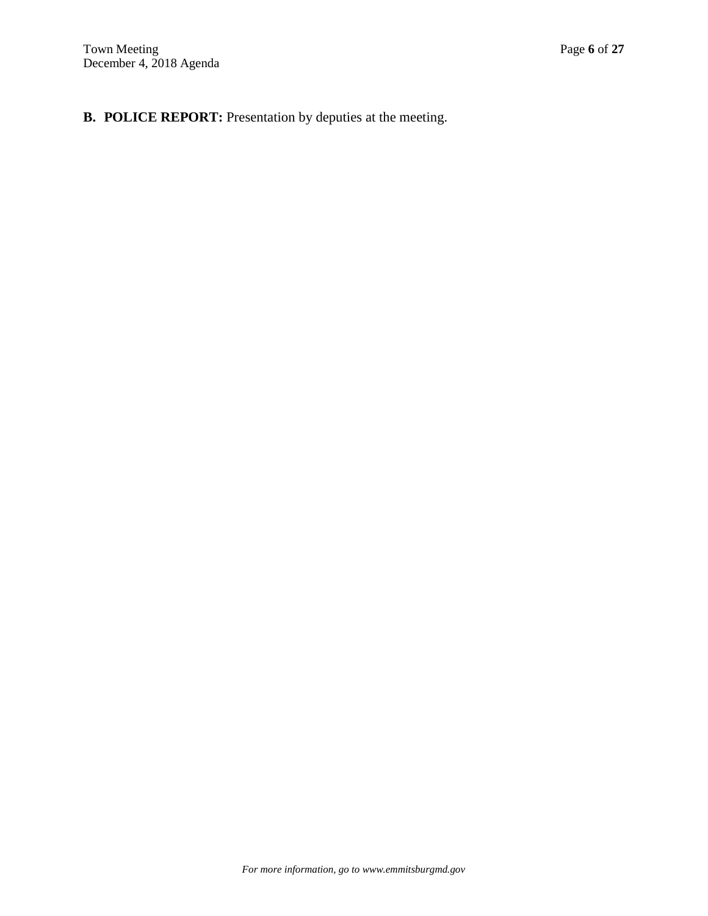**B. POLICE REPORT:** Presentation by deputies at the meeting.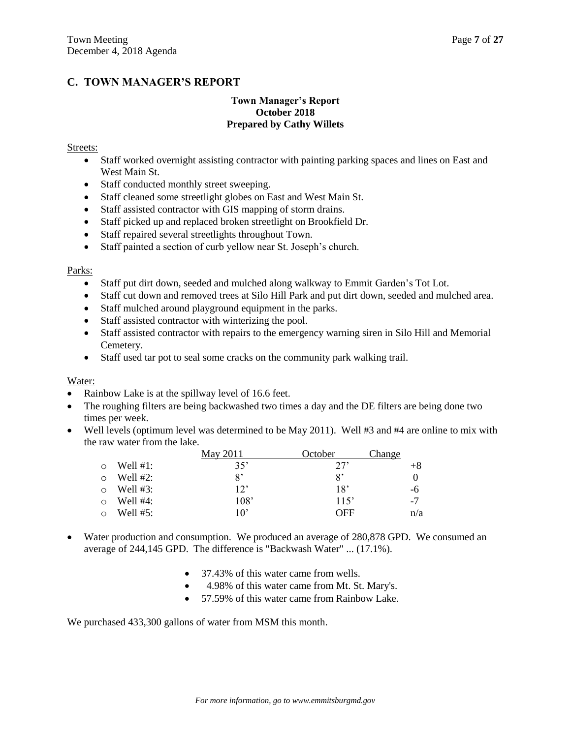## C. TOWN MANAGER'S REPORT

**Town Manager's Report**
**October 2018**
**Prepared by Cathy Willets**

Streets:

- Staff worked overnight assisting contractor with painting parking spaces and lines on East and West Main St.
- Staff conducted monthly street sweeping.
- Staff cleaned some streetlight globes on East and West Main St.
- Staff assisted contractor with GIS mapping of storm drains.
- Staff picked up and replaced broken streetlight on Brookfield Dr.
- Staff repaired several streetlights throughout Town.
- Staff painted a section of curb yellow near St. Joseph's church.

Parks:

- Staff put dirt down, seeded and mulched along walkway to Emmit Garden's Tot Lot.
- Staff cut down and removed trees at Silo Hill Park and put dirt down, seeded and mulched area.
- Staff mulched around playground equipment in the parks.
- Staff assisted contractor with winterizing the pool.
- Staff assisted contractor with repairs to the emergency warning siren in Silo Hill and Memorial Cemetery.
- Staff used tar pot to seal some cracks on the community park walking trail.

Water:

- Rainbow Lake is at the spillway level of 16.6 feet.
- The roughing filters are being backwashed two times a day and the DE filters are being done two times per week.
- Well levels (optimum level was determined to be May 2011). Well #3 and #4 are online to mix with the raw water from the lake.

| | May 2011 | October | Change |
|---|---|---|---|
| Well #1: | 35' | 27' | +8 |
| Well #2: | 8' | 8' | 0 |
| Well #3: | 12' | 18' | -6 |
| Well #4: | 108' | 115' | -7 |
| Well #5: | 10' | OFF | n/a |

- Water production and consumption. We produced an average of 280,878 GPD. We consumed an average of 244,145 GPD. The difference is "Backwash Water" ... (17.1%).
  - 37.43% of this water came from wells.
  - 4.98% of this water came from Mt. St. Mary's.
  - 57.59% of this water came from Rainbow Lake.

We purchased 433,300 gallons of water from MSM this month.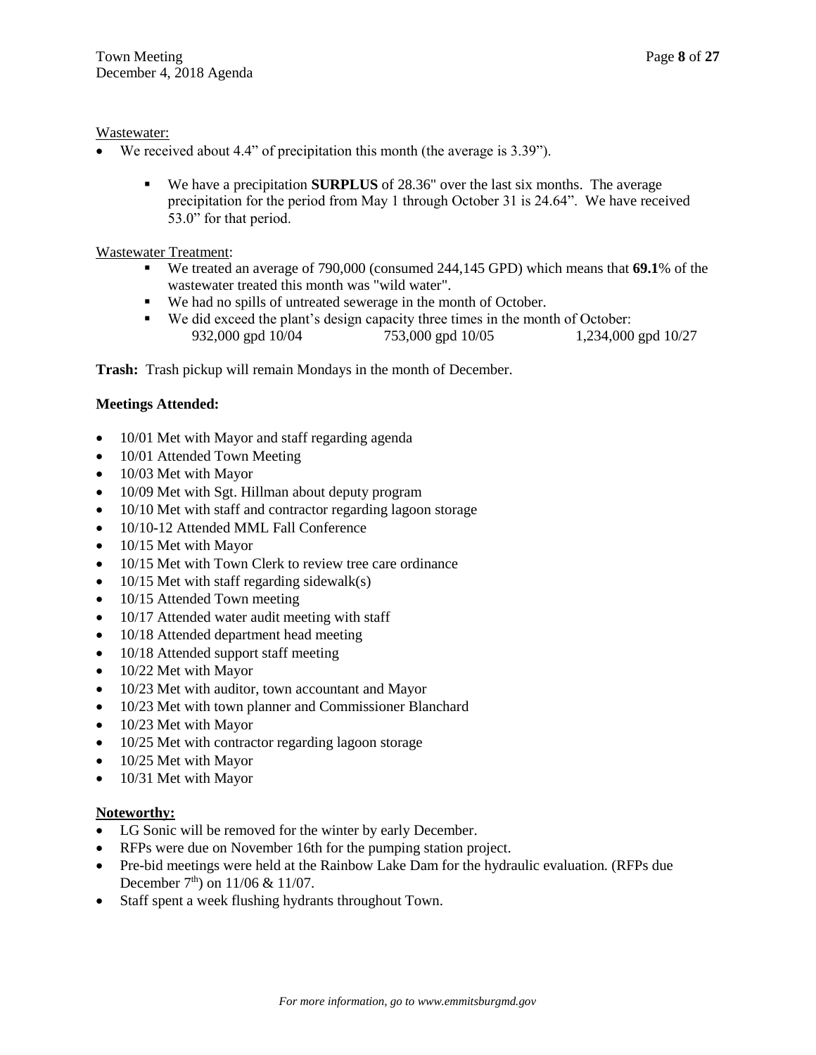Wastewater:

- We received about 4.4" of precipitation this month (the average is 3.39").
  - We have a precipitation **SURPLUS** of 28.36" over the last six months. The average precipitation for the period from May 1 through October 31 is 24.64". We have received 53.0" for that period.

Wastewater Treatment:

- We treated an average of 790,000 (consumed 244,145 GPD) which means that **69.1**% of the wastewater treated this month was "wild water".
- We had no spills of untreated sewerage in the month of October.
- We did exceed the plant's design capacity three times in the month of October:
  932,000 gpd 10/04 753,000 gpd 10/05 1,234,000 gpd 10/27

**Trash:** Trash pickup will remain Mondays in the month of December.

**Meetings Attended:**

- 10/01 Met with Mayor and staff regarding agenda
- 10/01 Attended Town Meeting
- 10/03 Met with Mayor
- 10/09 Met with Sgt. Hillman about deputy program
- 10/10 Met with staff and contractor regarding lagoon storage
- 10/10-12 Attended MML Fall Conference
- 10/15 Met with Mayor
- 10/15 Met with Town Clerk to review tree care ordinance
- 10/15 Met with staff regarding sidewalk(s)
- 10/15 Attended Town meeting
- 10/17 Attended water audit meeting with staff
- 10/18 Attended department head meeting
- 10/18 Attended support staff meeting
- 10/22 Met with Mayor
- 10/23 Met with auditor, town accountant and Mayor
- 10/23 Met with town planner and Commissioner Blanchard
- 10/23 Met with Mayor
- 10/25 Met with contractor regarding lagoon storage
- 10/25 Met with Mayor
- 10/31 Met with Mayor

**Noteworthy:**

- LG Sonic will be removed for the winter by early December.
- RFPs were due on November 16th for the pumping station project.
- Pre-bid meetings were held at the Rainbow Lake Dam for the hydraulic evaluation. (RFPs due December 7th) on 11/06 & 11/07.
- Staff spent a week flushing hydrants throughout Town.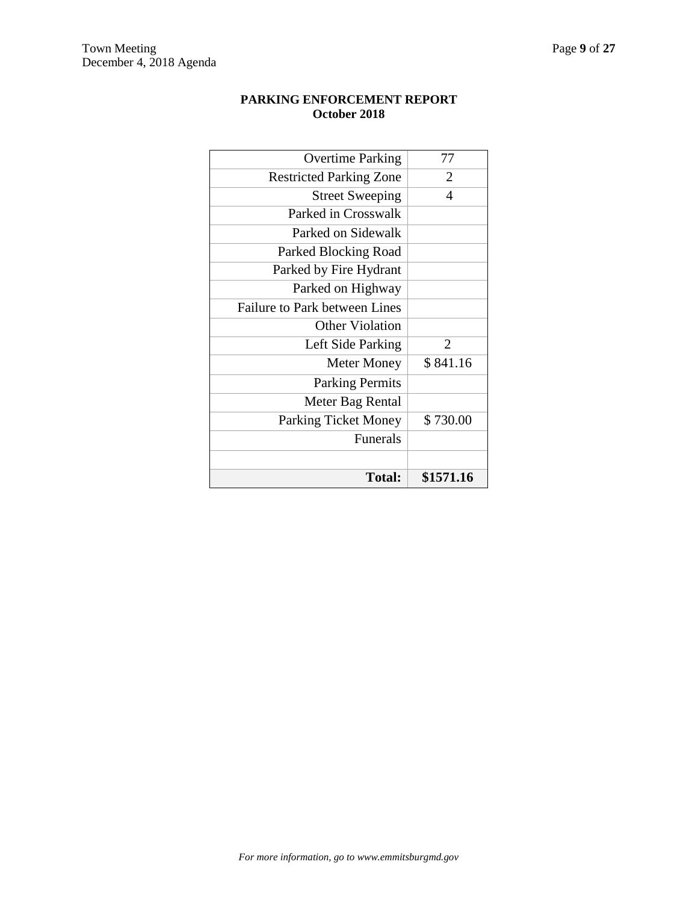**PARKING ENFORCEMENT REPORT**
**October 2018**

| | |
|---|---|
| Overtime Parking | 77 |
| Restricted Parking Zone | 2 |
| Street Sweeping | 4 |
| Parked in Crosswalk | |
| Parked on Sidewalk | |
| Parked Blocking Road | |
| Parked by Fire Hydrant | |
| Parked on Highway | |
| Failure to Park between Lines | |
| Other Violation | |
| Left Side Parking | 2 |
| Meter Money | $ 841.16 |
| Parking Permits | |
| Meter Bag Rental | |
| Parking Ticket Money | $ 730.00 |
| Funerals | |
| | |
| **Total:** | **$1571.16** |

*For more information, go to www.emmitsburgmd.gov*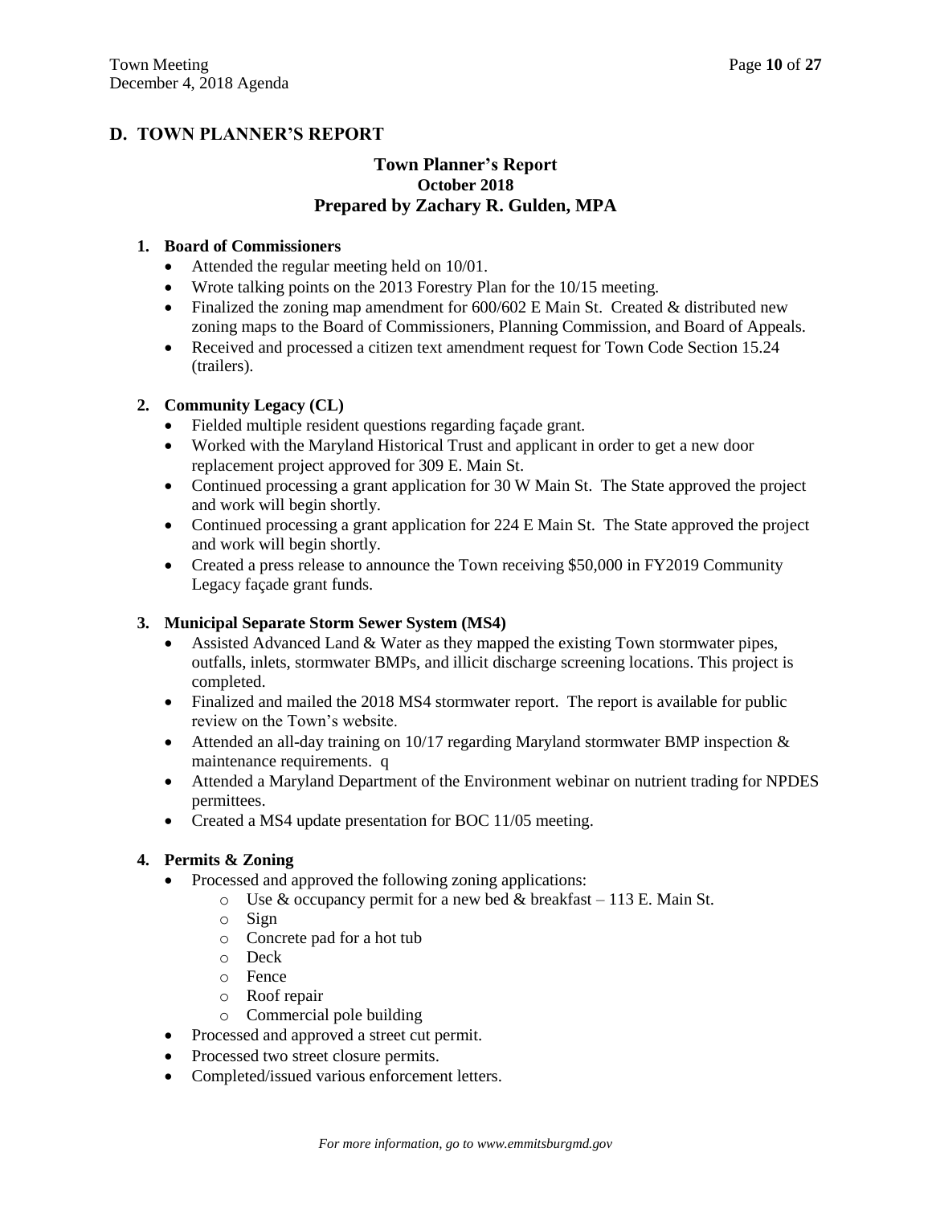## D. TOWN PLANNER'S REPORT

### Town Planner's Report
### October 2018
### Prepared by Zachary R. Gulden, MPA

**1. Board of Commissioners**

- Attended the regular meeting held on 10/01.
- Wrote talking points on the 2013 Forestry Plan for the 10/15 meeting.
- Finalized the zoning map amendment for 600/602 E Main St. Created & distributed new zoning maps to the Board of Commissioners, Planning Commission, and Board of Appeals.
- Received and processed a citizen text amendment request for Town Code Section 15.24 (trailers).

**2. Community Legacy (CL)**

- Fielded multiple resident questions regarding façade grant.
- Worked with the Maryland Historical Trust and applicant in order to get a new door replacement project approved for 309 E. Main St.
- Continued processing a grant application for 30 W Main St. The State approved the project and work will begin shortly.
- Continued processing a grant application for 224 E Main St. The State approved the project and work will begin shortly.
- Created a press release to announce the Town receiving $50,000 in FY2019 Community Legacy façade grant funds.

**3. Municipal Separate Storm Sewer System (MS4)**

- Assisted Advanced Land & Water as they mapped the existing Town stormwater pipes, outfalls, inlets, stormwater BMPs, and illicit discharge screening locations. This project is completed.
- Finalized and mailed the 2018 MS4 stormwater report. The report is available for public review on the Town's website.
- Attended an all-day training on 10/17 regarding Maryland stormwater BMP inspection & maintenance requirements. q
- Attended a Maryland Department of the Environment webinar on nutrient trading for NPDES permittees.
- Created a MS4 update presentation for BOC 11/05 meeting.

**4. Permits & Zoning**

- Processed and approved the following zoning applications:
  - Use & occupancy permit for a new bed & breakfast – 113 E. Main St.
  - Sign
  - Concrete pad for a hot tub
  - Deck
  - Fence
  - Roof repair
  - Commercial pole building
- Processed and approved a street cut permit.
- Processed two street closure permits.
- Completed/issued various enforcement letters.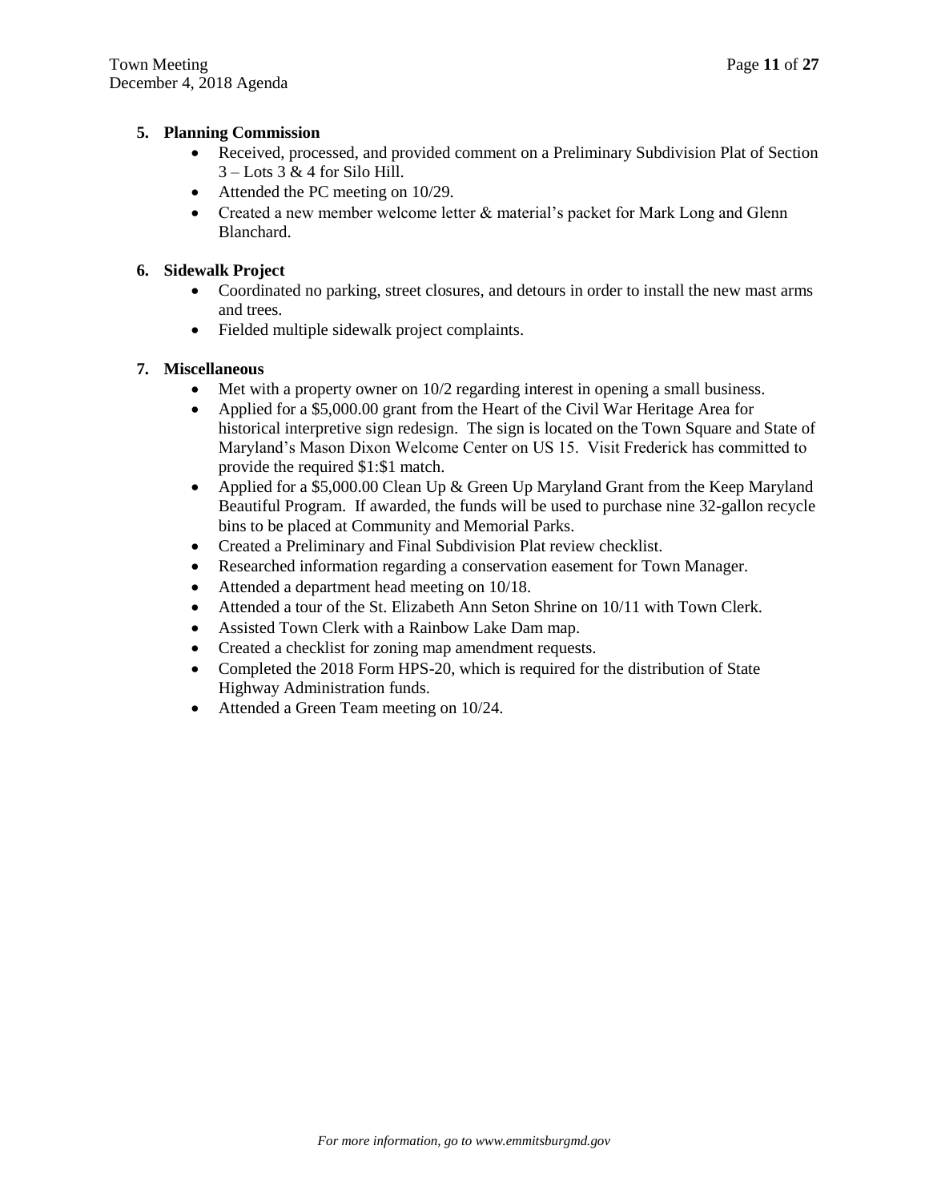5. **Planning Commission**
    - Received, processed, and provided comment on a Preliminary Subdivision Plat of Section 3 – Lots 3 & 4 for Silo Hill.
    - Attended the PC meeting on 10/29.
    - Created a new member welcome letter & material's packet for Mark Long and Glenn Blanchard.

6. **Sidewalk Project**
    - Coordinated no parking, street closures, and detours in order to install the new mast arms and trees.
    - Fielded multiple sidewalk project complaints.

7. **Miscellaneous**
    - Met with a property owner on 10/2 regarding interest in opening a small business.
    - Applied for a $5,000.00 grant from the Heart of the Civil War Heritage Area for historical interpretive sign redesign. The sign is located on the Town Square and State of Maryland's Mason Dixon Welcome Center on US 15. Visit Frederick has committed to provide the required $1:$1 match.
    - Applied for a $5,000.00 Clean Up & Green Up Maryland Grant from the Keep Maryland Beautiful Program. If awarded, the funds will be used to purchase nine 32-gallon recycle bins to be placed at Community and Memorial Parks.
    - Created a Preliminary and Final Subdivision Plat review checklist.
    - Researched information regarding a conservation easement for Town Manager.
    - Attended a department head meeting on 10/18.
    - Attended a tour of the St. Elizabeth Ann Seton Shrine on 10/11 with Town Clerk.
    - Assisted Town Clerk with a Rainbow Lake Dam map.
    - Created a checklist for zoning map amendment requests.
    - Completed the 2018 Form HPS-20, which is required for the distribution of State Highway Administration funds.
    - Attended a Green Team meeting on 10/24.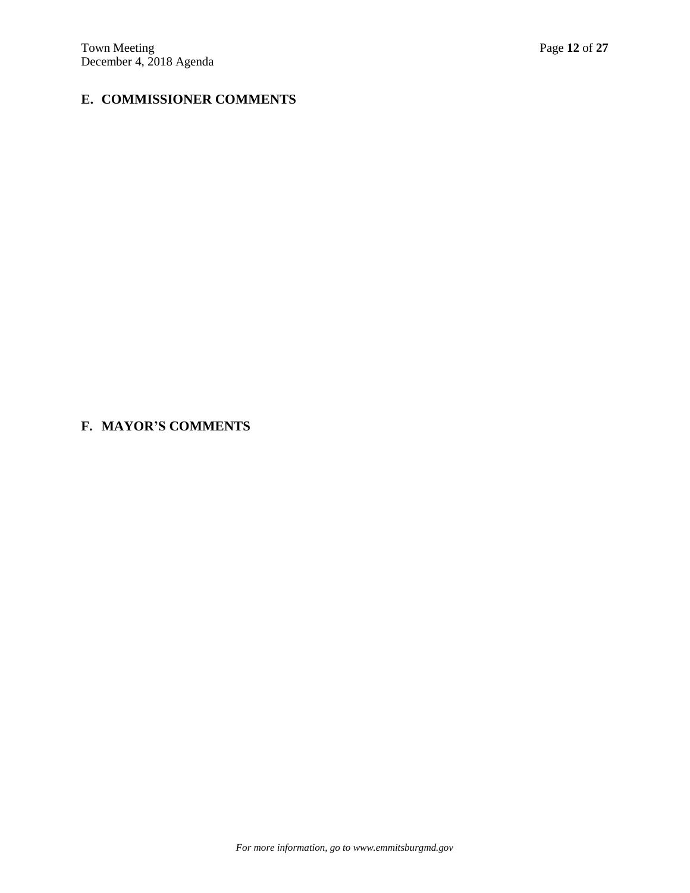## E. COMMISSIONER COMMENTS

## F. MAYOR'S COMMENTS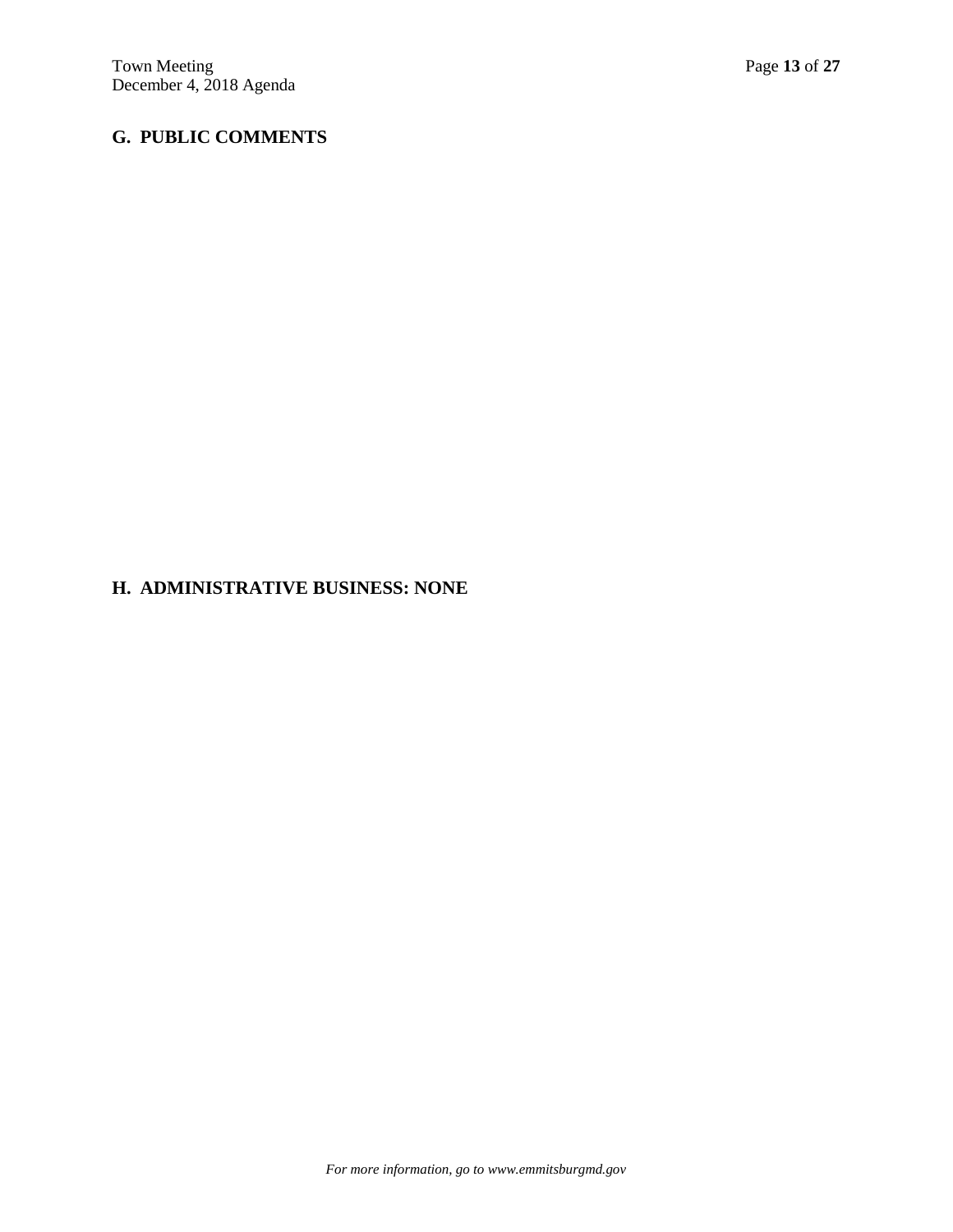## G. PUBLIC COMMENTS

## H. ADMINISTRATIVE BUSINESS: NONE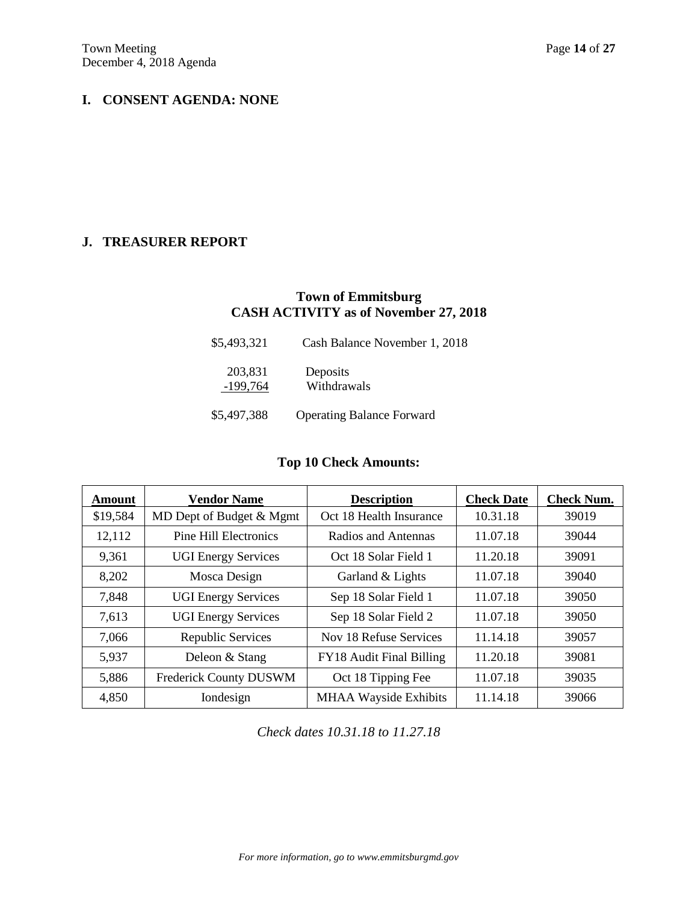## I. CONSENT AGENDA: NONE

## J. TREASURER REPORT

### Town of Emmitsburg
### CASH ACTIVITY as of November 27, 2018

| | |
|---|---|
| $5,493,321 | Cash Balance November 1, 2018 |
| 203,831 | Deposits |
| -199,764 | Withdrawals |
| $5,497,388 | Operating Balance Forward |

### Top 10 Check Amounts:

| Amount | Vendor Name | Description | Check Date | Check Num. |
|---|---|---|---|---|
| $19,584 | MD Dept of Budget & Mgmt | Oct 18 Health Insurance | 10.31.18 | 39019 |
| 12,112 | Pine Hill Electronics | Radios and Antennas | 11.07.18 | 39044 |
| 9,361 | UGI Energy Services | Oct 18 Solar Field 1 | 11.20.18 | 39091 |
| 8,202 | Mosca Design | Garland & Lights | 11.07.18 | 39040 |
| 7,848 | UGI Energy Services | Sep 18 Solar Field 1 | 11.07.18 | 39050 |
| 7,613 | UGI Energy Services | Sep 18 Solar Field 2 | 11.07.18 | 39050 |
| 7,066 | Republic Services | Nov 18 Refuse Services | 11.14.18 | 39057 |
| 5,937 | Deleon & Stang | FY18 Audit Final Billing | 11.20.18 | 39081 |
| 5,886 | Frederick County DUSWM | Oct 18 Tipping Fee | 11.07.18 | 39035 |
| 4,850 | Iondesign | MHAA Wayside Exhibits | 11.14.18 | 39066 |

*Check dates 10.31.18 to 11.27.18*

*For more information, go to www.emmitsburgmd.gov*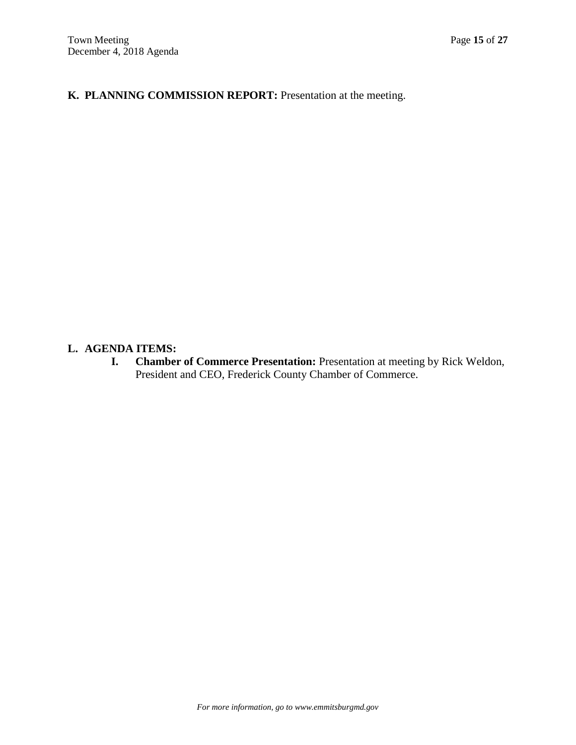**K. PLANNING COMMISSION REPORT:** Presentation at the meeting.

**L. AGENDA ITEMS:**

**I. Chamber of Commerce Presentation:** Presentation at meeting by Rick Weldon, President and CEO, Frederick County Chamber of Commerce.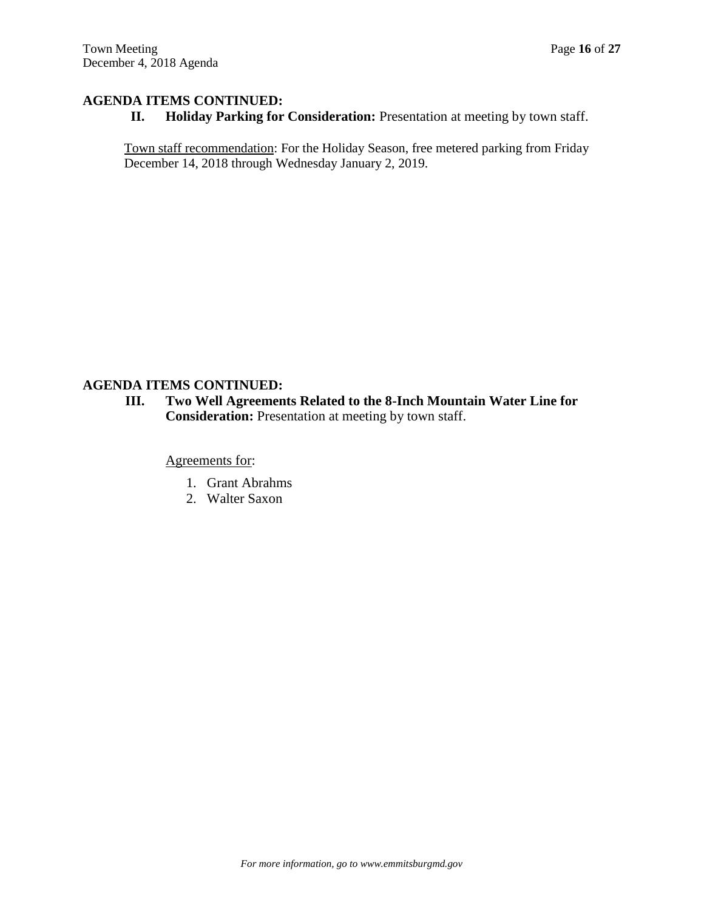## AGENDA ITEMS CONTINUED:

**II. Holiday Parking for Consideration:** Presentation at meeting by town staff.

Town staff recommendation: For the Holiday Season, free metered parking from Friday December 14, 2018 through Wednesday January 2, 2019.

## AGENDA ITEMS CONTINUED:

**III. Two Well Agreements Related to the 8-Inch Mountain Water Line for Consideration:** Presentation at meeting by town staff.

Agreements for:

1. Grant Abrahms
2. Walter Saxon

*For more information, go to www.emmitsburgmd.gov*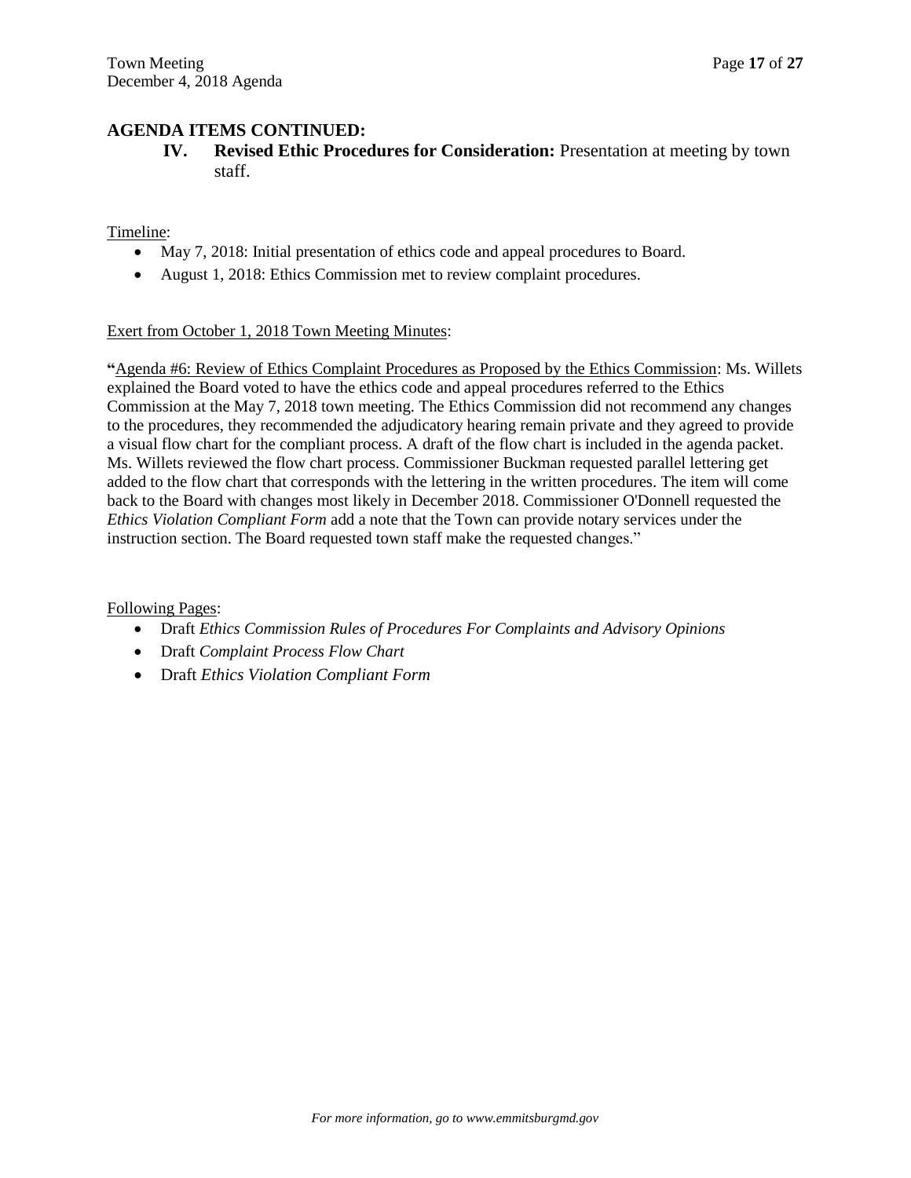## AGENDA ITEMS CONTINUED:

**IV. Revised Ethic Procedures for Consideration:** Presentation at meeting by town staff.

Timeline:

- May 7, 2018: Initial presentation of ethics code and appeal procedures to Board.
- August 1, 2018: Ethics Commission met to review complaint procedures.

Exert from October 1, 2018 Town Meeting Minutes:

"Agenda #6: Review of Ethics Complaint Procedures as Proposed by the Ethics Commission: Ms. Willets explained the Board voted to have the ethics code and appeal procedures referred to the Ethics Commission at the May 7, 2018 town meeting. The Ethics Commission did not recommend any changes to the procedures, they recommended the adjudicatory hearing remain private and they agreed to provide a visual flow chart for the compliant process. A draft of the flow chart is included in the agenda packet. Ms. Willets reviewed the flow chart process. Commissioner Buckman requested parallel lettering get added to the flow chart that corresponds with the lettering in the written procedures. The item will come back to the Board with changes most likely in December 2018. Commissioner O'Donnell requested the *Ethics Violation Compliant Form* add a note that the Town can provide notary services under the instruction section. The Board requested town staff make the requested changes."

Following Pages:

- Draft *Ethics Commission Rules of Procedures For Complaints and Advisory Opinions*
- Draft *Complaint Process Flow Chart*
- Draft *Ethics Violation Compliant Form*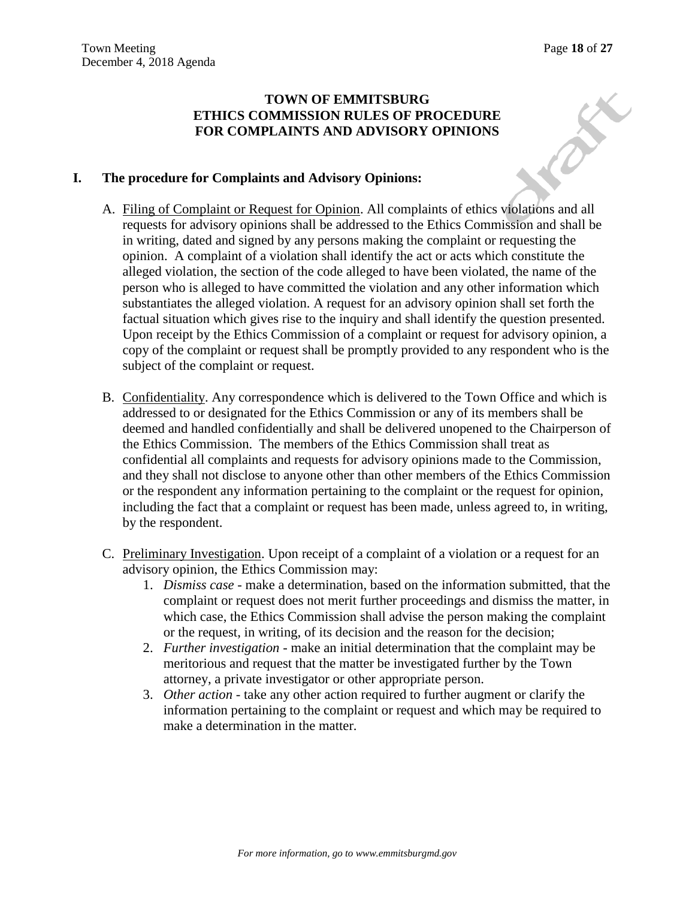# TOWN OF EMMITSBURG
# ETHICS COMMISSION RULES OF PROCEDURE
# FOR COMPLAINTS AND ADVISORY OPINIONS

## I. The procedure for Complaints and Advisory Opinions:

A. Filing of Complaint or Request for Opinion. All complaints of ethics violations and all requests for advisory opinions shall be addressed to the Ethics Commission and shall be in writing, dated and signed by any persons making the complaint or requesting the opinion. A complaint of a violation shall identify the act or acts which constitute the alleged violation, the section of the code alleged to have been violated, the name of the person who is alleged to have committed the violation and any other information which substantiates the alleged violation. A request for an advisory opinion shall set forth the factual situation which gives rise to the inquiry and shall identify the question presented. Upon receipt by the Ethics Commission of a complaint or request for advisory opinion, a copy of the complaint or request shall be promptly provided to any respondent who is the subject of the complaint or request.

B. Confidentiality. Any correspondence which is delivered to the Town Office and which is addressed to or designated for the Ethics Commission or any of its members shall be deemed and handled confidentially and shall be delivered unopened to the Chairperson of the Ethics Commission. The members of the Ethics Commission shall treat as confidential all complaints and requests for advisory opinions made to the Commission, and they shall not disclose to anyone other than other members of the Ethics Commission or the respondent any information pertaining to the complaint or the request for opinion, including the fact that a complaint or request has been made, unless agreed to, in writing, by the respondent.

C. Preliminary Investigation. Upon receipt of a complaint of a violation or a request for an advisory opinion, the Ethics Commission may:

1. *Dismiss case* - make a determination, based on the information submitted, that the complaint or request does not merit further proceedings and dismiss the matter, in which case, the Ethics Commission shall advise the person making the complaint or the request, in writing, of its decision and the reason for the decision;
2. *Further investigation* - make an initial determination that the complaint may be meritorious and request that the matter be investigated further by the Town attorney, a private investigator or other appropriate person.
3. *Other action* - take any other action required to further augment or clarify the information pertaining to the complaint or request and which may be required to make a determination in the matter.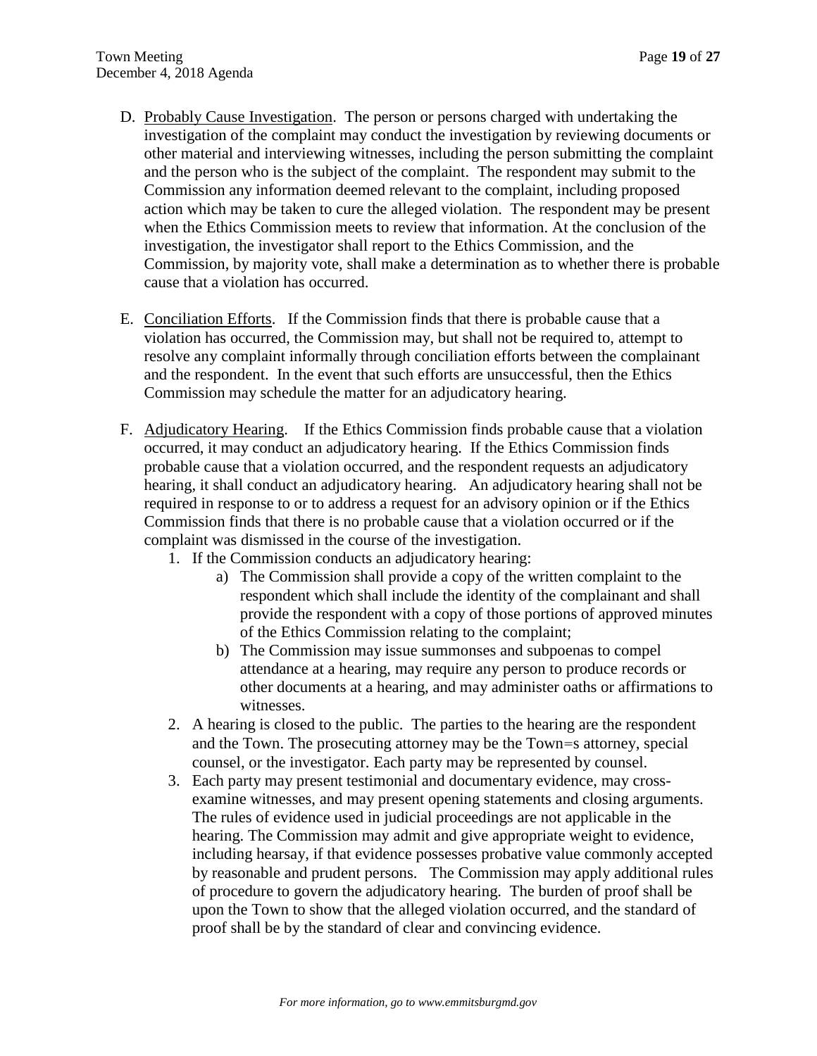D. <u>Probably Cause Investigation</u>. The person or persons charged with undertaking the investigation of the complaint may conduct the investigation by reviewing documents or other material and interviewing witnesses, including the person submitting the complaint and the person who is the subject of the complaint. The respondent may submit to the Commission any information deemed relevant to the complaint, including proposed action which may be taken to cure the alleged violation. The respondent may be present when the Ethics Commission meets to review that information. At the conclusion of the investigation, the investigator shall report to the Ethics Commission, and the Commission, by majority vote, shall make a determination as to whether there is probable cause that a violation has occurred.

E. <u>Conciliation Efforts</u>. If the Commission finds that there is probable cause that a violation has occurred, the Commission may, but shall not be required to, attempt to resolve any complaint informally through conciliation efforts between the complainant and the respondent. In the event that such efforts are unsuccessful, then the Ethics Commission may schedule the matter for an adjudicatory hearing.

F. <u>Adjudicatory Hearing</u>. If the Ethics Commission finds probable cause that a violation occurred, it may conduct an adjudicatory hearing. If the Ethics Commission finds probable cause that a violation occurred, and the respondent requests an adjudicatory hearing, it shall conduct an adjudicatory hearing. An adjudicatory hearing shall not be required in response to or to address a request for an advisory opinion or if the Ethics Commission finds that there is no probable cause that a violation occurred or if the complaint was dismissed in the course of the investigation.

1. If the Commission conducts an adjudicatory hearing:
   a) The Commission shall provide a copy of the written complaint to the respondent which shall include the identity of the complainant and shall provide the respondent with a copy of those portions of approved minutes of the Ethics Commission relating to the complaint;
   b) The Commission may issue summonses and subpoenas to compel attendance at a hearing, may require any person to produce records or other documents at a hearing, and may administer oaths or affirmations to witnesses.
2. A hearing is closed to the public. The parties to the hearing are the respondent and the Town. The prosecuting attorney may be the Town=s attorney, special counsel, or the investigator. Each party may be represented by counsel.
3. Each party may present testimonial and documentary evidence, may cross-examine witnesses, and may present opening statements and closing arguments. The rules of evidence used in judicial proceedings are not applicable in the hearing. The Commission may admit and give appropriate weight to evidence, including hearsay, if that evidence possesses probative value commonly accepted by reasonable and prudent persons. The Commission may apply additional rules of procedure to govern the adjudicatory hearing. The burden of proof shall be upon the Town to show that the alleged violation occurred, and the standard of proof shall be by the standard of clear and convincing evidence.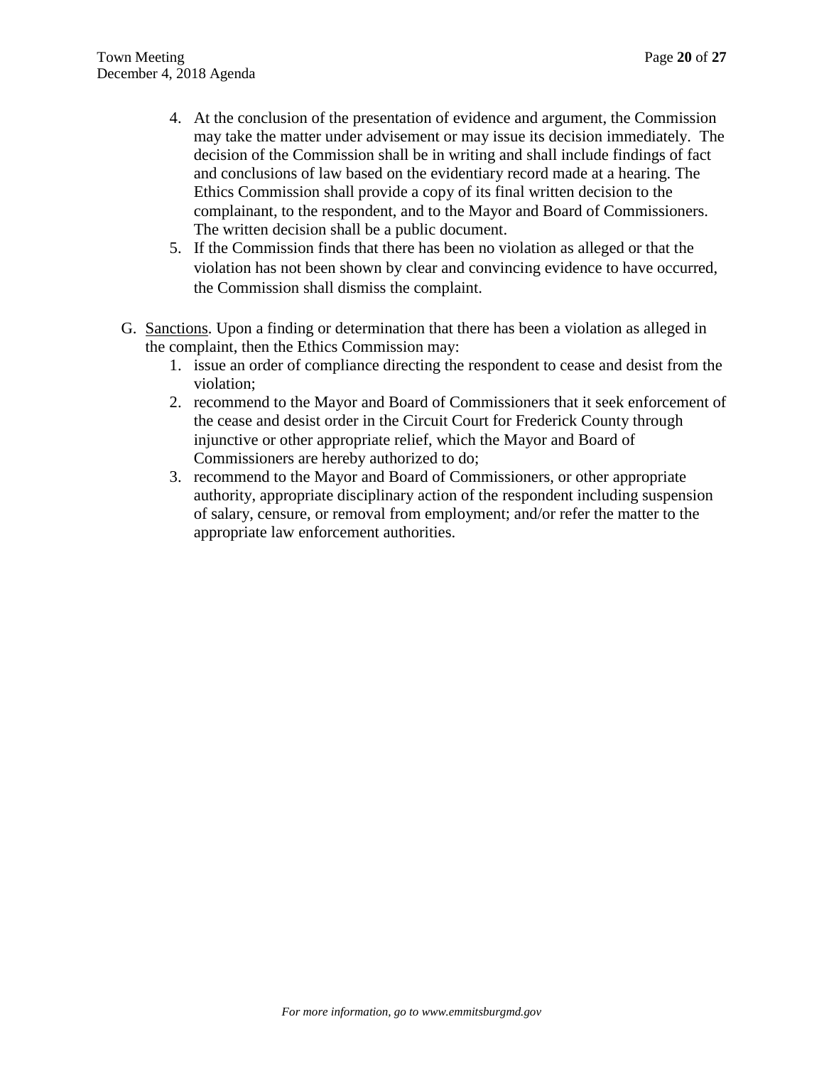4. At the conclusion of the presentation of evidence and argument, the Commission may take the matter under advisement or may issue its decision immediately. The decision of the Commission shall be in writing and shall include findings of fact and conclusions of law based on the evidentiary record made at a hearing. The Ethics Commission shall provide a copy of its final written decision to the complainant, to the respondent, and to the Mayor and Board of Commissioners. The written decision shall be a public document.
5. If the Commission finds that there has been no violation as alleged or that the violation has not been shown by clear and convincing evidence to have occurred, the Commission shall dismiss the complaint.

G. Sanctions. Upon a finding or determination that there has been a violation as alleged in the complaint, then the Ethics Commission may:
   1. issue an order of compliance directing the respondent to cease and desist from the violation;
   2. recommend to the Mayor and Board of Commissioners that it seek enforcement of the cease and desist order in the Circuit Court for Frederick County through injunctive or other appropriate relief, which the Mayor and Board of Commissioners are hereby authorized to do;
   3. recommend to the Mayor and Board of Commissioners, or other appropriate authority, appropriate disciplinary action of the respondent including suspension of salary, censure, or removal from employment; and/or refer the matter to the appropriate law enforcement authorities.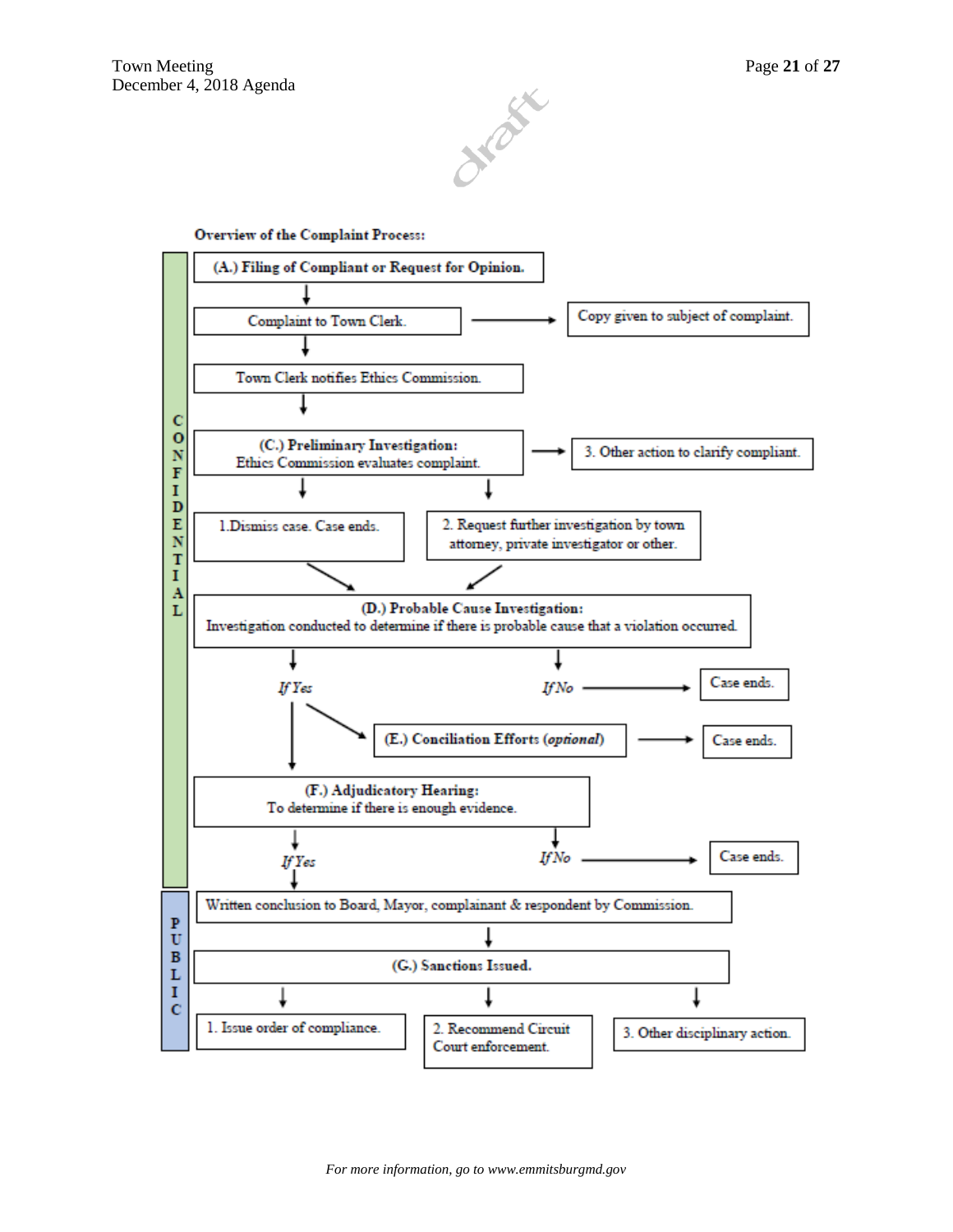**Overview of the Complaint Process:**

**CONFIDENTIAL**

**(A.) Filing of Compliant or Request for Opinion.**

↓

Complaint to Town Clerk. → Copy given to subject of complaint.

↓

Town Clerk notifies Ethics Commission.

↓

**(C.) Preliminary Investigation:**
Ethics Commission evaluates complaint. → 3. Other action to clarify compliant.

↓

1. Dismiss case. Case ends.

2. Request further investigation by town attorney, private investigator or other.

↓

**(D.) Probable Cause Investigation:**
Investigation conducted to determine if there is probable cause that a violation occurred.

- *If Yes*
  - **(E.) Conciliation Efforts (*optional*)** → Case ends.
  - **(F.) Adjudicatory Hearing:** To determine if there is enough evidence.
    - *If Yes* → (continues to Public stage)
    - *If No* → Case ends.
- *If No* → Case ends.

**PUBLIC**

Written conclusion to Board, Mayor, complainant & respondent by Commission.

↓

**(G.) Sanctions Issued.**

1. Issue order of compliance.
2. Recommend Circuit Court enforcement.
3. Other disciplinary action.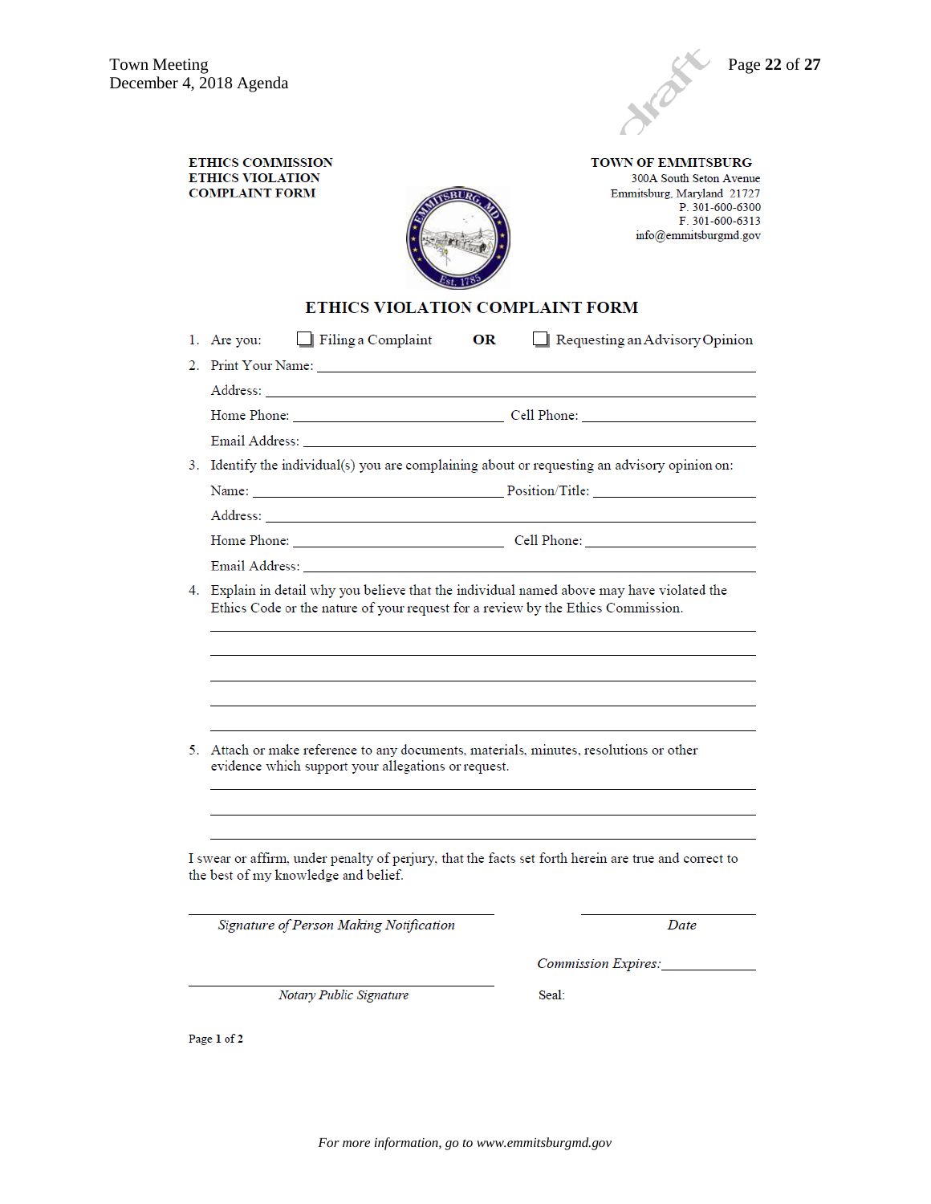**ETHICS COMMISSION**
**ETHICS VIOLATION**
**COMPLAINT FORM**

**TOWN OF EMMITSBURG**
300A South Seton Avenue
Emmitsburg, Maryland 21727
P. 301-600-6300
F. 301-600-6313
info@emmitsburgmd.gov

# ETHICS VIOLATION COMPLAINT FORM

1. Are you: ☐ Filing a Complaint **OR** ☐ Requesting an Advisory Opinion
2. Print Your Name: ______________________________________________

   Address: ______________________________________________

   Home Phone: ______________________ Cell Phone: ______________________

   Email Address: ______________________________________________
3. Identify the individual(s) you are complaining about or requesting an advisory opinion on:

   Name: ______________________ Position/Title: ______________________

   Address: ______________________________________________

   Home Phone: ______________________ Cell Phone: ______________________

   Email Address: ______________________________________________
4. Explain in detail why you believe that the individual named above may have violated the Ethics Code or the nature of your request for a review by the Ethics Commission.

   ______________________________________________

   ______________________________________________

   ______________________________________________

   ______________________________________________

   ______________________________________________
5. Attach or make reference to any documents, materials, minutes, resolutions or other evidence which support your allegations or request.

   ______________________________________________

   ______________________________________________

   ______________________________________________

I swear or affirm, under penalty of perjury, that the facts set forth herein are true and correct to the best of my knowledge and belief.

______________________________ ______________________
*Signature of Person Making Notification* *Date*

*Commission Expires:*______________

______________________________
*Notary Public Signature*

Seal:

Page **1** of **2**

*For more information, go to www.emmitsburgmd.gov*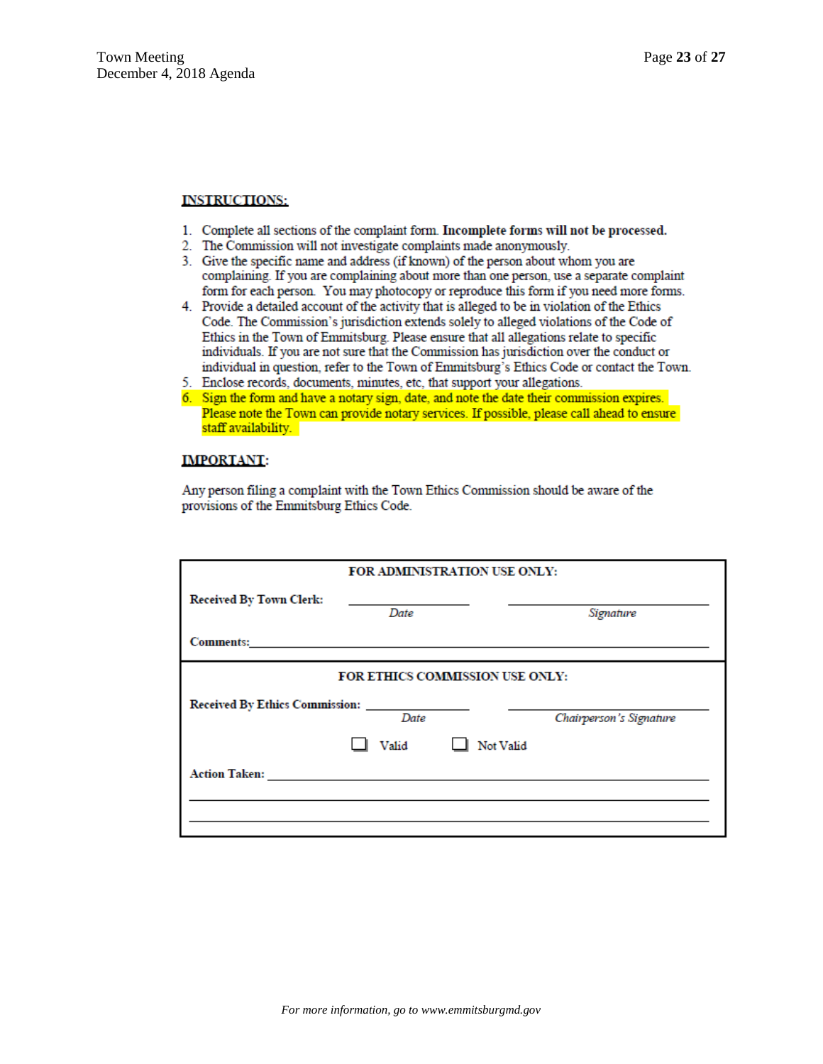**INSTRUCTIONS:**

1. Complete all sections of the complaint form. **Incomplete forms will not be processed.**
2. The Commission will not investigate complaints made anonymously.
3. Give the specific name and address (if known) of the person about whom you are complaining. If you are complaining about more than one person, use a separate complaint form for each person. You may photocopy or reproduce this form if you need more forms.
4. Provide a detailed account of the activity that is alleged to be in violation of the Ethics Code. The Commission's jurisdiction extends solely to alleged violations of the Code of Ethics in the Town of Emmitsburg. Please ensure that all allegations relate to specific individuals. If you are not sure that the Commission has jurisdiction over the conduct or individual in question, refer to the Town of Emmitsburg's Ethics Code or contact the Town.
5. Enclose records, documents, minutes, etc, that support your allegations.
6. Sign the form and have a notary sign, date, and note the date their commission expires. Please note the Town can provide notary services. If possible, please call ahead to ensure staff availability.

**IMPORTANT:**

Any person filing a complaint with the Town Ethics Commission should be aware of the provisions of the Emmitsburg Ethics Code.

**FOR ADMINISTRATION USE ONLY:**

**Received By Town Clerk:** ________________ ________________________

*Date* *Signature*

**Comments:** ____________________________________________________________

**FOR ETHICS COMMISSION USE ONLY:**

**Received By Ethics Commission:** ________________ ________________________

*Date* *Chairperson's Signature*

☐ Valid ☐ Not Valid

**Action Taken:** ____________________________________________________________

______________________________________________________________________

______________________________________________________________________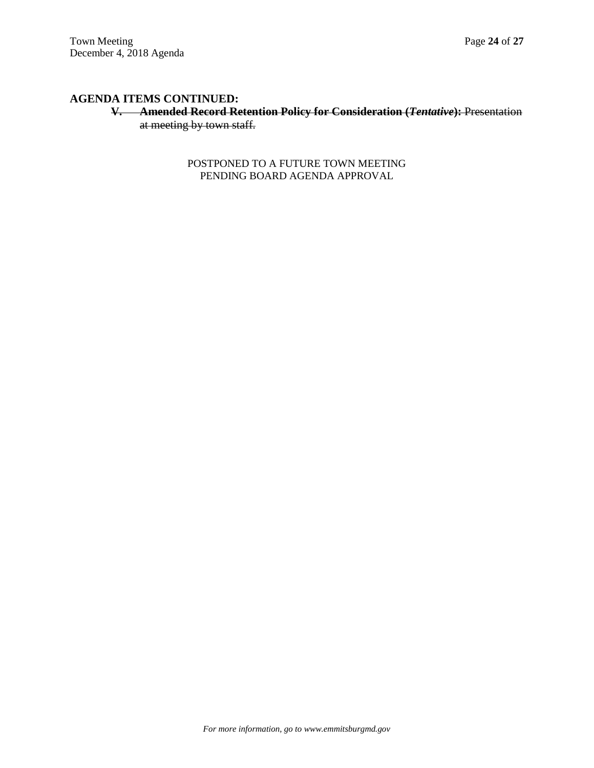## AGENDA ITEMS CONTINUED:

~~**V. Amended Record Retention Policy for Consideration (*Tentative*):** Presentation at meeting by town staff.~~

POSTPONED TO A FUTURE TOWN MEETING
PENDING BOARD AGENDA APPROVAL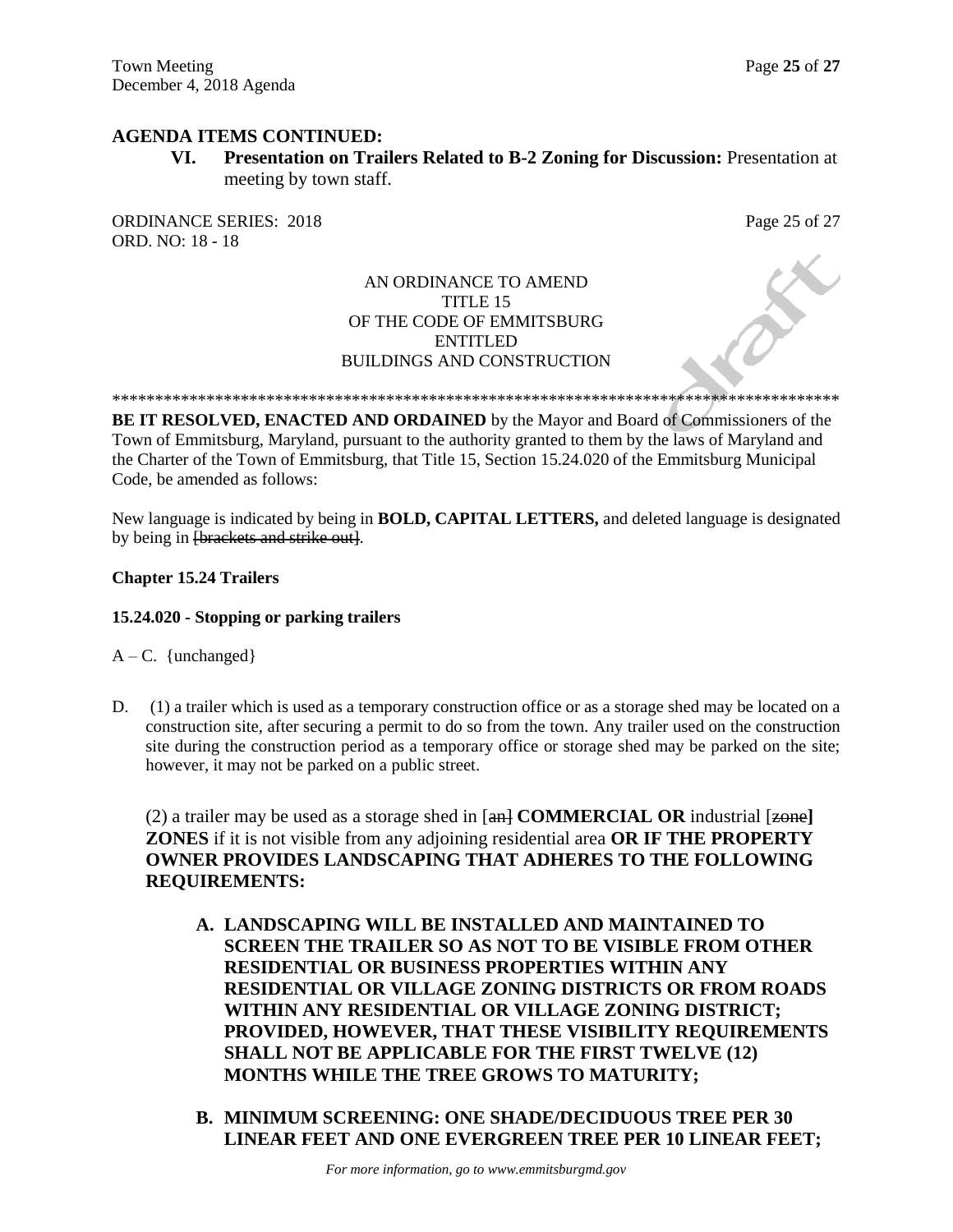## AGENDA ITEMS CONTINUED:

**VI. Presentation on Trailers Related to B-2 Zoning for Discussion:** Presentation at meeting by town staff.

ORDINANCE SERIES: 2018
ORD. NO: 18 - 18

AN ORDINANCE TO AMEND
TITLE 15
OF THE CODE OF EMMITSBURG
ENTITLED
BUILDINGS AND CONSTRUCTION

**************************************************************************************

**BE IT RESOLVED, ENACTED AND ORDAINED** by the Mayor and Board of Commissioners of the Town of Emmitsburg, Maryland, pursuant to the authority granted to them by the laws of Maryland and the Charter of the Town of Emmitsburg, that Title 15, Section 15.24.020 of the Emmitsburg Municipal Code, be amended as follows:

New language is indicated by being in **BOLD, CAPITAL LETTERS,** and deleted language is designated by being in ~~[brackets and strike out]~~.

**Chapter 15.24 Trailers**

**15.24.020 - Stopping or parking trailers**

A – C. {unchanged}

D. (1) a trailer which is used as a temporary construction office or as a storage shed may be located on a construction site, after securing a permit to do so from the town. Any trailer used on the construction site during the construction period as a temporary office or storage shed may be parked on the site; however, it may not be parked on a public street.

(2) a trailer may be used as a storage shed in [~~an~~] **COMMERCIAL OR** industrial [~~zone~~**]** **ZONES** if it is not visible from any adjoining residential area **OR IF THE PROPERTY OWNER PROVIDES LANDSCAPING THAT ADHERES TO THE FOLLOWING REQUIREMENTS:**

**A. LANDSCAPING WILL BE INSTALLED AND MAINTAINED TO SCREEN THE TRAILER SO AS NOT TO BE VISIBLE FROM OTHER RESIDENTIAL OR BUSINESS PROPERTIES WITHIN ANY RESIDENTIAL OR VILLAGE ZONING DISTRICTS OR FROM ROADS WITHIN ANY RESIDENTIAL OR VILLAGE ZONING DISTRICT; PROVIDED, HOWEVER, THAT THESE VISIBILITY REQUIREMENTS SHALL NOT BE APPLICABLE FOR THE FIRST TWELVE (12) MONTHS WHILE THE TREE GROWS TO MATURITY;**

**B. MINIMUM SCREENING: ONE SHADE/DECIDUOUS TREE PER 30 LINEAR FEET AND ONE EVERGREEN TREE PER 10 LINEAR FEET;**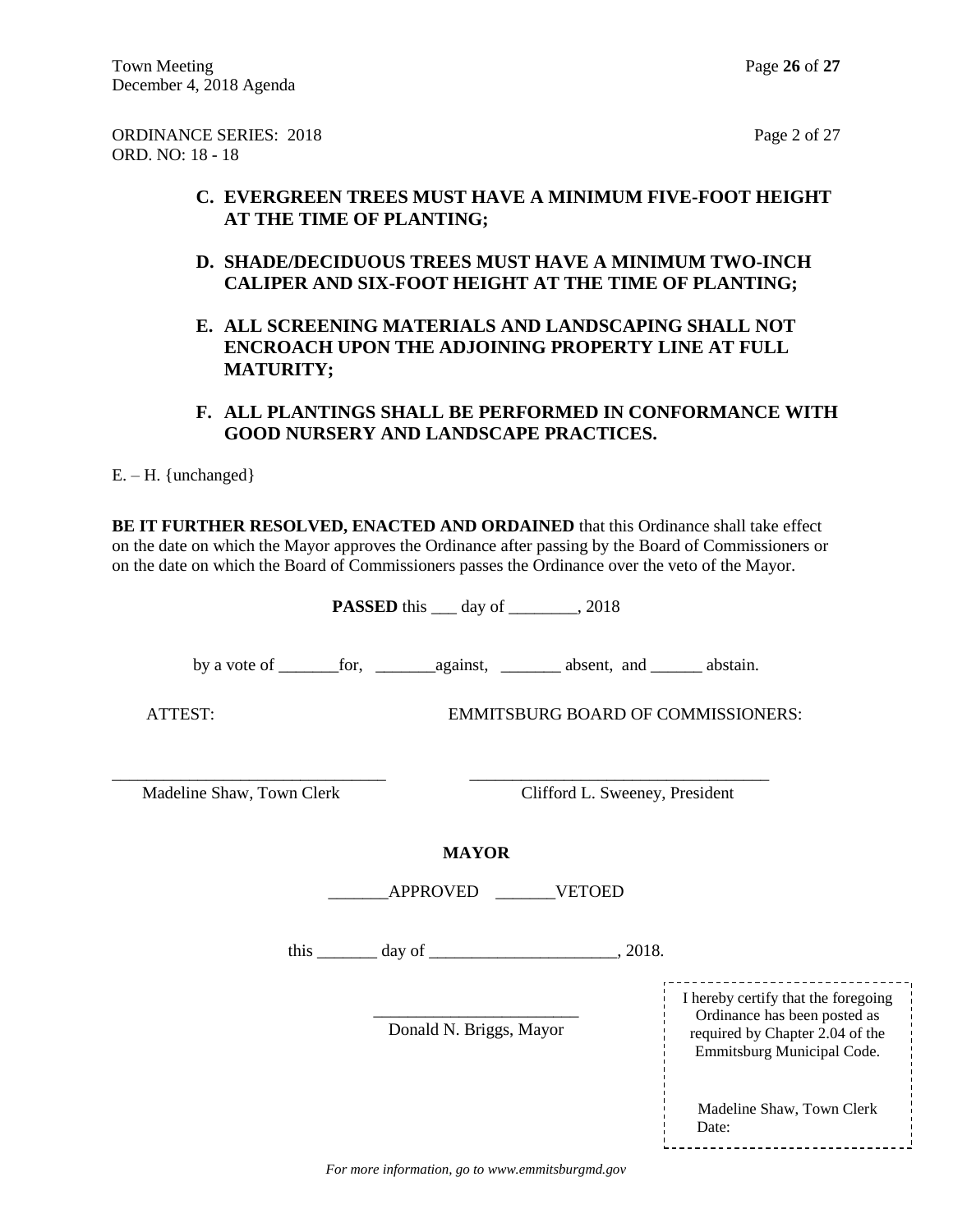ORDINANCE SERIES: 2018
ORD. NO: 18 - 18

**C. EVERGREEN TREES MUST HAVE A MINIMUM FIVE-FOOT HEIGHT AT THE TIME OF PLANTING;**

**D. SHADE/DECIDUOUS TREES MUST HAVE A MINIMUM TWO-INCH CALIPER AND SIX-FOOT HEIGHT AT THE TIME OF PLANTING;**

**E. ALL SCREENING MATERIALS AND LANDSCAPING SHALL NOT ENCROACH UPON THE ADJOINING PROPERTY LINE AT FULL MATURITY;**

**F. ALL PLANTINGS SHALL BE PERFORMED IN CONFORMANCE WITH GOOD NURSERY AND LANDSCAPE PRACTICES.**

E. – H. {unchanged}

**BE IT FURTHER RESOLVED, ENACTED AND ORDAINED** that this Ordinance shall take effect on the date on which the Mayor approves the Ordinance after passing by the Board of Commissioners or on the date on which the Board of Commissioners passes the Ordinance over the veto of the Mayor.

**PASSED** this ___ day of ________, 2018

by a vote of _______for, _______against, _______ absent, and ______ abstain.

ATTEST: EMMITSBURG BOARD OF COMMISSIONERS:

_______________________________ Madeline Shaw, Town Clerk

___________________________________ Clifford L. Sweeney, President

**MAYOR**

_______APPROVED _______VETOED

this _______ day of ______________________, 2018.

________________________
Donald N. Briggs, Mayor

I hereby certify that the foregoing Ordinance has been posted as required by Chapter 2.04 of the Emmitsburg Municipal Code.

Madeline Shaw, Town Clerk
Date:

*For more information, go to www.emmitsburgmd.gov*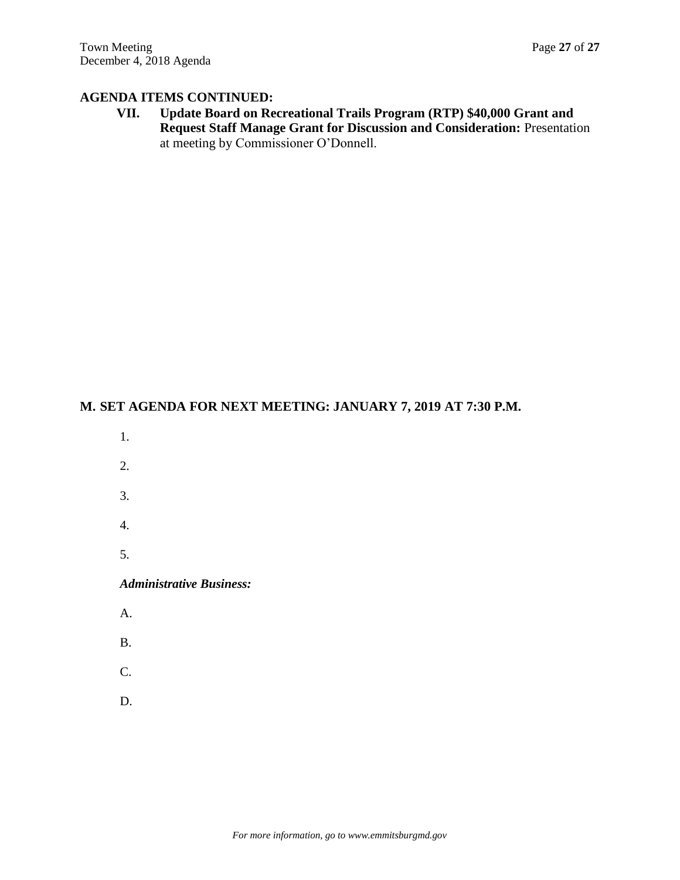**AGENDA ITEMS CONTINUED:**

**VII. Update Board on Recreational Trails Program (RTP) $40,000 Grant and Request Staff Manage Grant for Discussion and Consideration:** Presentation at meeting by Commissioner O'Donnell.

**M. SET AGENDA FOR NEXT MEETING: JANUARY 7, 2019 AT 7:30 P.M.**

1.

2.

3.

4.

5.

***Administrative Business:***

A.

B.

C.

D.

*For more information, go to www.emmitsburgmd.gov*